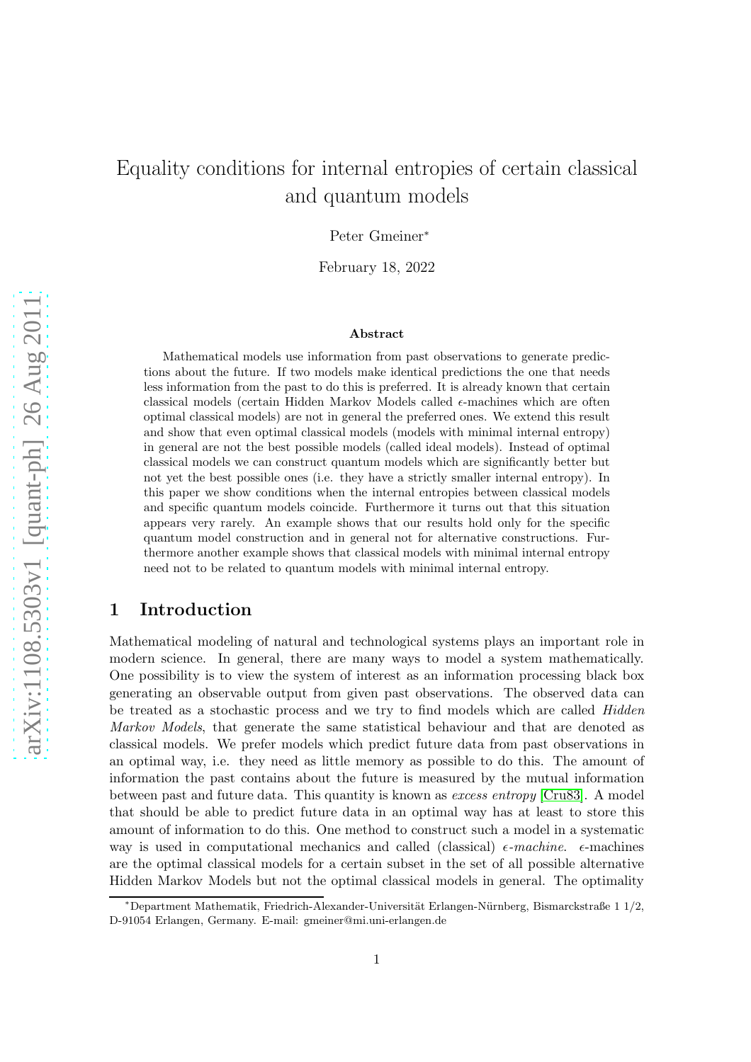# Equality conditions for internal entropies of certain classical and quantum models

Peter Gmeiner*

February 18, 2022

### Abstract

Mathematical models use information from past observations to generate predictions about the future. If two models make identical predictions the one that needs less information from the past to do this is preferred. It is already known that certain classical models (certain Hidden Markov Models called $\epsilon$-machines which are often optimal classical models) are not in general the preferred ones. We extend this result and show that even optimal classical models (models with minimal internal entropy) in general are not the best possible models (called ideal models). Instead of optimal classical models we can construct quantum models which are significantly better but not yet the best possible ones (i.e. they have a strictly smaller internal entropy). In this paper we show conditions when the internal entropies between classical models and specific quantum models coincide. Furthermore it turns out that this situation appears very rarely. An example shows that our results hold only for the specific quantum model construction and in general not for alternative constructions. Furthermore another example shows that classical models with minimal internal entropy need not to be related to quantum models with minimal internal entropy.

## 1 Introduction

Mathematical modeling of natural and technological systems plays an important role in modern science. In general, there are many ways to model a system mathematically. One possibility is to view the system of interest as an information processing black box generating an observable output from given past observations. The observed data can be treated as a stochastic process and we try to find models which are called *Hidden Markov Models*, that generate the same statistical behaviour and that are denoted as classical models. We prefer models which predict future data from past observations in an optimal way, i.e. they need as little memory as possible to do this. The amount of information the past contains about the future is measured by the mutual information between past and future data. This quantity is known as *excess entropy* [Cru83]. A model that should be able to predict future data in an optimal way has at least to store this amount of information to do this. One method to construct such a model in a systematic way is used in computational mechanics and called (classical) $\epsilon$-*machine*. $\epsilon$-machines are the optimal classical models for a certain subset in the set of all possible alternative Hidden Markov Models but not the optimal classical models in general. The optimality

*Department Mathematik, Friedrich-Alexander-Universität Erlangen-Nürnberg, Bismarckstraße 1 1/2, D-91054 Erlangen, Germany. E-mail: gmeiner@mi.uni-erlangen.de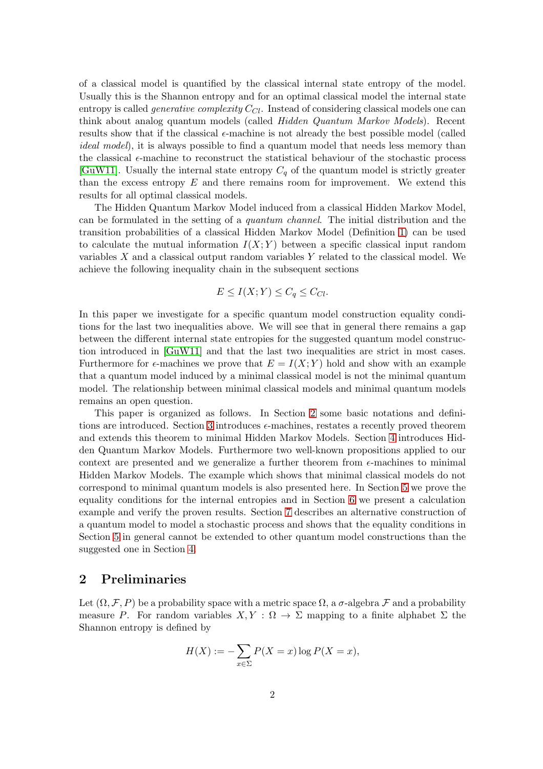of a classical model is quantified by the classical internal state entropy of the model. Usually this is the Shannon entropy and for an optimal classical model the internal state entropy is called *generative complexity* $C_{Cl}$. Instead of considering classical models one can think about analog quantum models (called *Hidden Quantum Markov Models*). Recent results show that if the classical $\epsilon$-machine is not already the best possible model (called *ideal model*), it is always possible to find a quantum model that needs less memory than the classical $\epsilon$-machine to reconstruct the statistical behaviour of the stochastic process [GuW11]. Usually the internal state entropy $C_q$ of the quantum model is strictly greater than the excess entropy $E$ and there remains room for improvement. We extend this results for all optimal classical models.

The Hidden Quantum Markov Model induced from a classical Hidden Markov Model, can be formulated in the setting of a *quantum channel*. The initial distribution and the transition probabilities of a classical Hidden Markov Model (Definition 1) can be used to calculate the mutual information $I(X;Y)$ between a specific classical input random variables $X$ and a classical output random variables $Y$ related to the classical model. We achieve the following inequality chain in the subsequent sections

$$E \leq I(X;Y) \leq C_q \leq C_{Cl}.$$

In this paper we investigate for a specific quantum model construction equality conditions for the last two inequalities above. We will see that in general there remains a gap between the different internal state entropies for the suggested quantum model construction introduced in [GuW11] and that the last two inequalities are strict in most cases. Furthermore for $\epsilon$-machines we prove that $E = I(X;Y)$ hold and show with an example that a quantum model induced by a minimal classical model is not the minimal quantum model. The relationship between minimal classical models and minimal quantum models remains an open question.

This paper is organized as follows. In Section 2 some basic notations and definitions are introduced. Section 3 introduces $\epsilon$-machines, restates a recently proved theorem and extends this theorem to minimal Hidden Markov Models. Section 4 introduces Hidden Quantum Markov Models. Furthermore two well-known propositions applied to our context are presented and we generalize a further theorem from $\epsilon$-machines to minimal Hidden Markov Models. The example which shows that minimal classical models do not correspond to minimal quantum models is also presented here. In Section 5 we prove the equality conditions for the internal entropies and in Section 6 we present a calculation example and verify the proven results. Section 7 describes an alternative construction of a quantum model to model a stochastic process and shows that the equality conditions in Section 5 in general cannot be extended to other quantum model constructions than the suggested one in Section 4.

## 2 Preliminaries

Let $(\Omega, \mathcal{F}, P)$ be a probability space with a metric space $\Omega$, a $\sigma$-algebra $\mathcal{F}$ and a probability measure $P$. For random variables $X, Y : \Omega \to \Sigma$ mapping to a finite alphabet $\Sigma$ the Shannon entropy is defined by

$$H(X) := -\sum_{x \in \Sigma} P(X = x) \log P(X = x),$$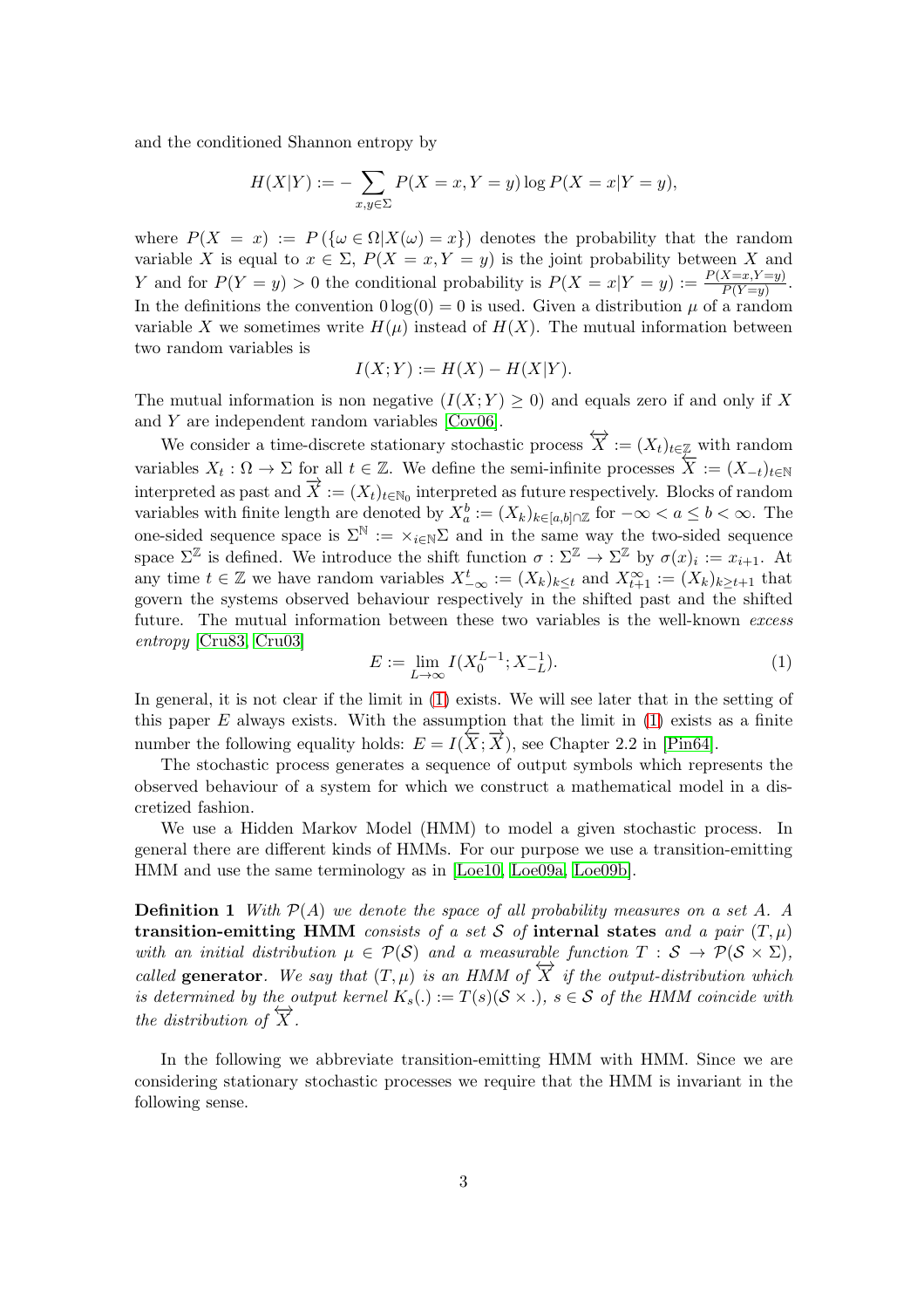and the conditioned Shannon entropy by

$$H(X|Y) := -\sum_{x,y\in\Sigma} P(X=x, Y=y)\log P(X=x|Y=y),$$

where $P(X = x) := P(\{\omega \in \Omega | X(\omega) = x\})$ denotes the probability that the random variable $X$ is equal to $x \in \Sigma$, $P(X = x, Y = y)$ is the joint probability between $X$ and $Y$ and for $P(Y = y) > 0$ the conditional probability is $P(X = x|Y = y) := \frac{P(X=x,Y=y)}{P(Y=y)}$. In the definitions the convention $0 \log(0) = 0$ is used. Given a distribution $\mu$ of a random variable $X$ we sometimes write $H(\mu)$ instead of $H(X)$. The mutual information between two random variables is

$$I(X;Y) := H(X) - H(X|Y).$$

The mutual information is non negative ($I(X;Y) \geq 0$) and equals zero if and only if $X$ and $Y$ are independent random variables [Cov06].

We consider a time-discrete stationary stochastic process $\overleftrightarrow{X} := (X_t)_{t\in\mathbb{Z}}$ with random variables $X_t : \Omega \to \Sigma$ for all $t \in \mathbb{Z}$. We define the semi-infinite processes $\overleftarrow{X} := (X_{-t})_{t\in\mathbb{N}}$ interpreted as past and $\overrightarrow{X} := (X_t)_{t\in\mathbb{N}_0}$ interpreted as future respectively. Blocks of random variables with finite length are denoted by $X_a^b := (X_k)_{k\in[a,b]\cap\mathbb{Z}}$ for $-\infty < a \leq b < \infty$. The one-sided sequence space is $\Sigma^{\mathbb{N}} := \times_{i\in\mathbb{N}}\Sigma$ and in the same way the two-sided sequence space $\Sigma^{\mathbb{Z}}$ is defined. We introduce the shift function $\sigma : \Sigma^{\mathbb{Z}} \to \Sigma^{\mathbb{Z}}$ by $\sigma(x)_i := x_{i+1}$. At any time $t \in \mathbb{Z}$ we have random variables $X_{-\infty}^t := (X_k)_{k\leq t}$ and $X_{t+1}^{\infty} := (X_k)_{k\geq t+1}$ that govern the systems observed behaviour respectively in the shifted past and the shifted future. The mutual information between these two variables is the well-known *excess entropy* [Cru83, Cru03]

$$E := \lim_{L\to\infty} I(X_0^{L-1}; X_{-L}^{-1}). \tag{1}$$

In general, it is not clear if the limit in (1) exists. We will see later that in the setting of this paper $E$ always exists. With the assumption that the limit in (1) exists as a finite number the following equality holds: $E = I(\overleftarrow{X}; \overrightarrow{X})$, see Chapter 2.2 in [Pin64].

The stochastic process generates a sequence of output symbols which represents the observed behaviour of a system for which we construct a mathematical model in a discretized fashion.

We use a Hidden Markov Model (HMM) to model a given stochastic process. In general there are different kinds of HMMs. For our purpose we use a transition-emitting HMM and use the same terminology as in [Loe10, Loe09a, Loe09b].

**Definition 1** *With $\mathcal{P}(A)$ we denote the space of all probability measures on a set $A$. A* **transition-emitting HMM** *consists of a set $\mathcal{S}$ of* **internal states** *and a pair $(T, \mu)$ with an initial distribution $\mu \in \mathcal{P}(\mathcal{S})$ and a measurable function $T : \mathcal{S} \to \mathcal{P}(\mathcal{S} \times \Sigma)$, called* **generator**. *We say that $(T, \mu)$ is an HMM of $\overleftrightarrow{X}$ if the output-distribution which is determined by the output kernel $K_s(.) := T(s)(\mathcal{S} \times .)$, $s \in \mathcal{S}$ of the HMM coincide with the distribution of $\overleftrightarrow{X}$.*

In the following we abbreviate transition-emitting HMM with HMM. Since we are considering stationary stochastic processes we require that the HMM is invariant in the following sense.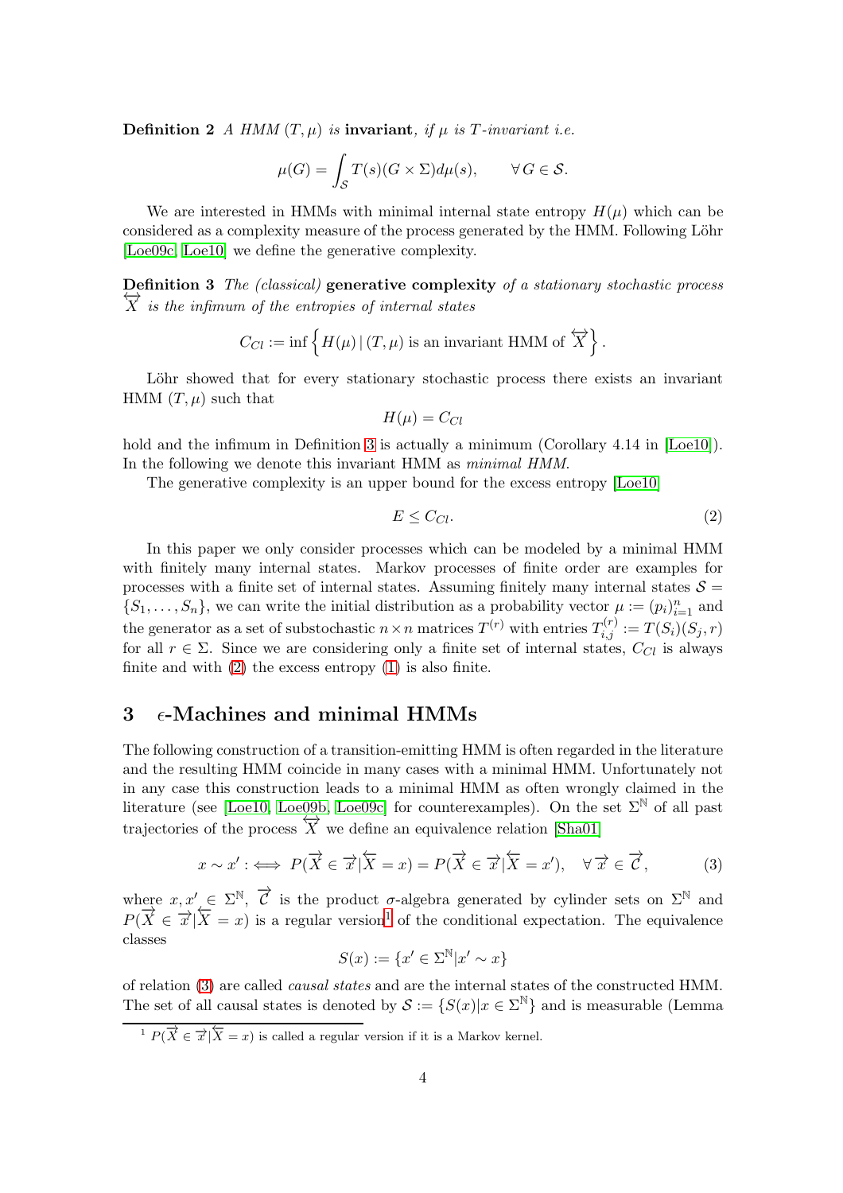**Definition 2** *A HMM $(T, \mu)$ is* **invariant**, *if $\mu$ is $T$-invariant i.e.*

$$\mu(G) = \int_{\mathcal{S}} T(s)(G \times \Sigma) d\mu(s), \qquad \forall\, G \in \mathcal{S}.$$

We are interested in HMMs with minimal internal state entropy $H(\mu)$ which can be considered as a complexity measure of the process generated by the HMM. Following Löhr [Loe09c, Loe10] we define the generative complexity.

**Definition 3** *The (classical)* **generative complexity** *of a stationary stochastic process $\overleftrightarrow{X}$ is the infimum of the entropies of internal states*

$$C_{Cl} := \inf\left\{ H(\mu) \,|\, (T, \mu) \text{ is an invariant HMM of } \overleftrightarrow{X} \right\}.$$

Löhr showed that for every stationary stochastic process there exists an invariant HMM $(T, \mu)$ such that

$$H(\mu) = C_{Cl}$$

hold and the infimum in Definition 3 is actually a minimum (Corollary 4.14 in [Loe10]). In the following we denote this invariant HMM as *minimal HMM*.

The generative complexity is an upper bound for the excess entropy [Loe10]

$$E \leq C_{Cl}. \tag{2}$$

In this paper we only consider processes which can be modeled by a minimal HMM with finitely many internal states. Markov processes of finite order are examples for processes with a finite set of internal states. Assuming finitely many internal states $\mathcal{S} = \{S_1, \ldots, S_n\}$, we can write the initial distribution as a probability vector $\mu := (p_i)_{i=1}^n$ and the generator as a set of substochastic $n \times n$ matrices $T^{(r)}$ with entries $T_{i,j}^{(r)} := T(S_i)(S_j, r)$ for all $r \in \Sigma$. Since we are considering only a finite set of internal states, $C_{Cl}$ is always finite and with (2) the excess entropy (1) is also finite.

## 3 $\epsilon$-Machines and minimal HMMs

The following construction of a transition-emitting HMM is often regarded in the literature and the resulting HMM coincide in many cases with a minimal HMM. Unfortunately not in any case this construction leads to a minimal HMM as often wrongly claimed in the literature (see [Loe10, Loe09b, Loe09c] for counterexamples). On the set $\Sigma^{\mathbb{N}}$ of all past trajectories of the process $\overleftrightarrow{X}$ we define an equivalence relation [Sha01]

$$x \sim x' :\Longleftrightarrow P(\overrightarrow{X} \in \overrightarrow{x} | \overleftarrow{X} = x) = P(\overrightarrow{X} \in \overrightarrow{x} | \overleftarrow{X} = x'), \quad \forall\, \overrightarrow{x} \in \overrightarrow{\mathcal{C}}, \tag{3}$$

where $x, x' \in \Sigma^{\mathbb{N}}$, $\overrightarrow{\mathcal{C}}$ is the product $\sigma$-algebra generated by cylinder sets on $\Sigma^{\mathbb{N}}$ and $P(\overrightarrow{X} \in \overrightarrow{x} | \overleftarrow{X} = x)$ is a regular version[1] of the conditional expectation. The equivalence classes

$$S(x) := \{x' \in \Sigma^{\mathbb{N}} | x' \sim x\}$$

of relation (3) are called *causal states* and are the internal states of the constructed HMM. The set of all causal states is denoted by $\mathcal{S} := \{S(x) | x \in \Sigma^{\mathbb{N}}\}$ and is measurable (Lemma

[1] $P(\overrightarrow{X} \in \overrightarrow{x} | \overleftarrow{X} = x)$ is called a regular version if it is a Markov kernel.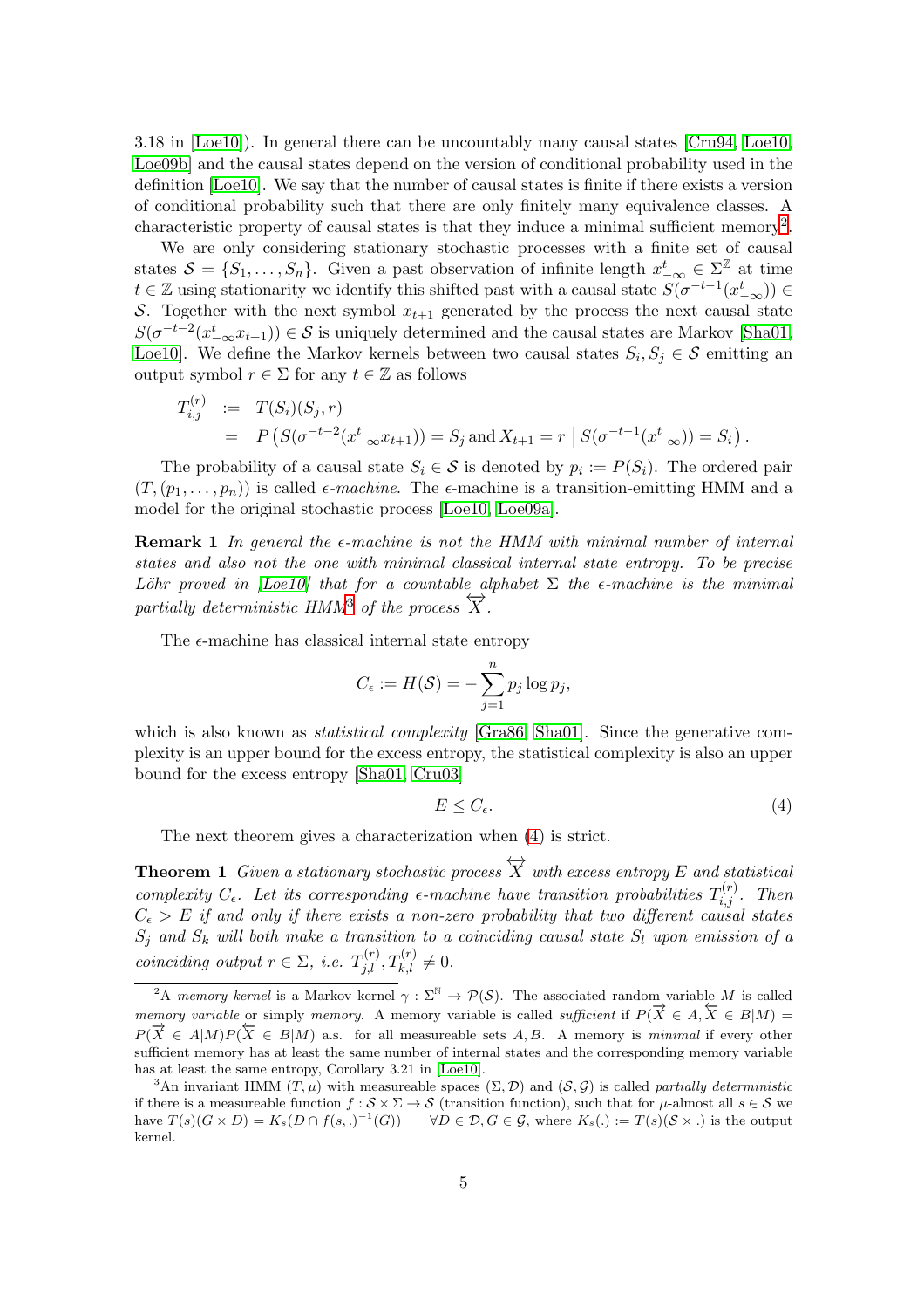3.18 in [Loe10]). In general there can be uncountably many causal states [Cru94, Loe10, Loe09b] and the causal states depend on the version of conditional probability used in the definition [Loe10]. We say that the number of causal states is finite if there exists a version of conditional probability such that there are only finitely many equivalence classes. A characteristic property of causal states is that they induce a minimal sufficient memory[2].

We are only considering stationary stochastic processes with a finite set of causal states $\mathcal{S} = \{S_1, \ldots, S_n\}$. Given a past observation of infinite length $x_{-\infty}^t \in \Sigma^{\mathbb{Z}}$ at time $t \in \mathbb{Z}$ using stationarity we identify this shifted past with a causal state $S(\sigma^{-t-1}(x_{-\infty}^t)) \in \mathcal{S}$. Together with the next symbol $x_{t+1}$ generated by the process the next causal state $S(\sigma^{-t-2}(x_{-\infty}^t x_{t+1})) \in \mathcal{S}$ is uniquely determined and the causal states are Markov [Sha01, Loe10]. We define the Markov kernels between two causal states $S_i, S_j \in \mathcal{S}$ emitting an output symbol $r \in \Sigma$ for any $t \in \mathbb{Z}$ as follows

$$
\begin{aligned}
T_{i,j}^{(r)} &:= T(S_i)(S_j, r) \\
&= P\left(S(\sigma^{-t-2}(x_{-\infty}^t x_{t+1})) = S_j \text{ and } X_{t+1} = r \;\middle|\; S(\sigma^{-t-1}(x_{-\infty}^t)) = S_i\right).
\end{aligned}
$$

The probability of a causal state $S_i \in \mathcal{S}$ is denoted by $p_i := P(S_i)$. The ordered pair $(T, (p_1, \ldots, p_n))$ is called *$\epsilon$-machine*. The $\epsilon$-machine is a transition-emitting HMM and a model for the original stochastic process [Loe10, Loe09a].

**Remark 1** *In general the $\epsilon$-machine is not the HMM with minimal number of internal states and also not the one with minimal classical internal state entropy. To be precise Löhr proved in [Loe10] that for a countable alphabet $\Sigma$ the $\epsilon$-machine is the minimal partially deterministic HMM*[3] *of the process $\overleftrightarrow{X}$.*

The $\epsilon$-machine has classical internal state entropy

$$
C_\epsilon := H(\mathcal{S}) = -\sum_{j=1}^{n} p_j \log p_j,
$$

which is also known as *statistical complexity* [Gra86, Sha01]. Since the generative complexity is an upper bound for the excess entropy, the statistical complexity is also an upper bound for the excess entropy [Sha01, Cru03]

$$
E \leq C_\epsilon. \tag{4}
$$

The next theorem gives a characterization when (4) is strict.

**Theorem 1** *Given a stationary stochastic process $\overleftrightarrow{X}$ with excess entropy $E$ and statistical complexity $C_\epsilon$. Let its corresponding $\epsilon$-machine have transition probabilities $T_{i,j}^{(r)}$. Then $C_\epsilon > E$ if and only if there exists a non-zero probability that two different causal states $S_j$ and $S_k$ will both make a transition to a coinciding causal state $S_l$ upon emission of a coinciding output $r \in \Sigma$, i.e. $T_{j,l}^{(r)}, T_{k,l}^{(r)} \neq 0$.*

---

[2] A *memory kernel* is a Markov kernel $\gamma : \Sigma^{\mathbb{N}} \to \mathcal{P}(\mathcal{S})$. The associated random variable $M$ is called *memory variable* or simply *memory*. A memory variable is called *sufficient* if $P(\overrightarrow{X} \in A, \overleftarrow{X} \in B | M) = P(\overrightarrow{X} \in A | M) P(\overleftarrow{X} \in B | M)$ a.s. for all measureable sets $A, B$. A memory is *minimal* if every other sufficient memory has at least the same number of internal states and the corresponding memory variable has at least the same entropy, Corollary 3.21 in [Loe10].

[3] An invariant HMM $(T, \mu)$ with measureable spaces $(\Sigma, \mathcal{D})$ and $(\mathcal{S}, \mathcal{G})$ is called *partially deterministic* if there is a measureable function $f : \mathcal{S} \times \Sigma \to \mathcal{S}$ (transition function), such that for $\mu$-almost all $s \in \mathcal{S}$ we have $T(s)(G \times D) = K_s(D \cap f(s,.)^{-1}(G)) \quad \forall D \in \mathcal{D}, G \in \mathcal{G}$, where $K_s(.) := T(s)(\mathcal{S} \times .)$ is the output kernel.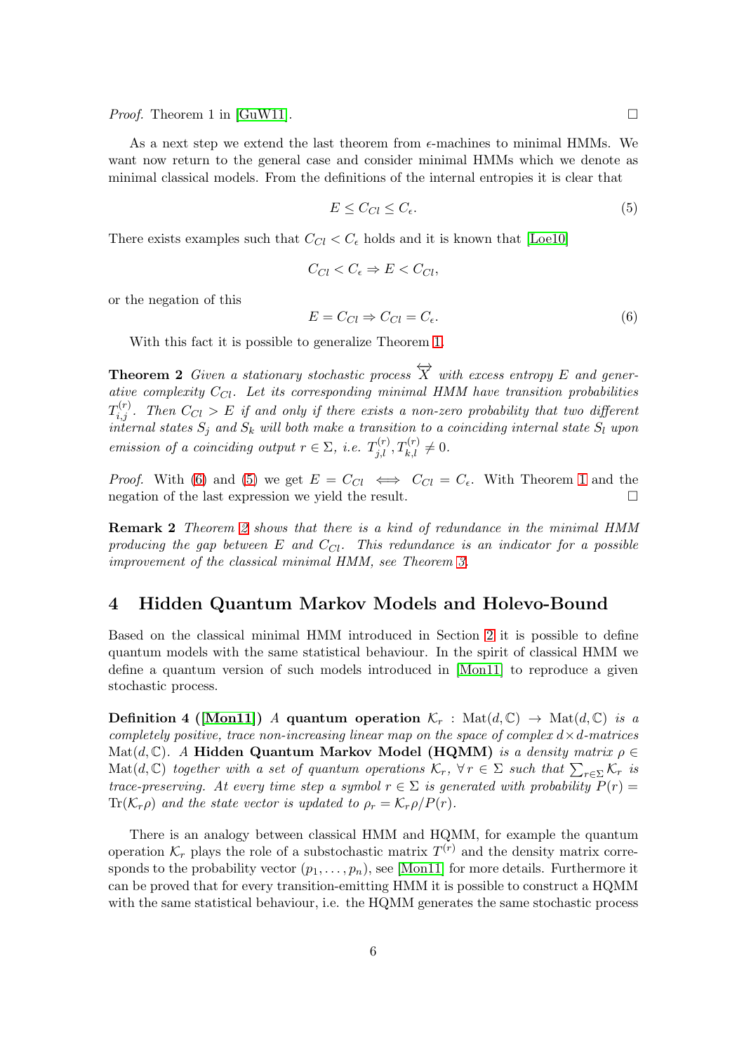*Proof.* Theorem 1 in [GuW11]. □

As a next step we extend the last theorem from $\epsilon$-machines to minimal HMMs. We want now return to the general case and consider minimal HMMs which we denote as minimal classical models. From the definitions of the internal entropies it is clear that

$$E \leq C_{Cl} \leq C_{\epsilon}. \tag{5}$$

There exists examples such that $C_{Cl} < C_{\epsilon}$ holds and it is known that [Loe10]

$$C_{Cl} < C_{\epsilon} \Rightarrow E < C_{Cl},$$

or the negation of this

$$E = C_{Cl} \Rightarrow C_{Cl} = C_{\epsilon}. \tag{6}$$

With this fact it is possible to generalize Theorem 1.

**Theorem 2** *Given a stationary stochastic process $\overleftrightarrow{X}$ with excess entropy $E$ and generative complexity $C_{Cl}$. Let its corresponding minimal HMM have transition probabilities $T^{(r)}_{i,j}$. Then $C_{Cl} > E$ if and only if there exists a non-zero probability that two different internal states $S_j$ and $S_k$ will both make a transition to a coinciding internal state $S_l$ upon emission of a coinciding output $r \in \Sigma$, i.e. $T^{(r)}_{j,l}, T^{(r)}_{k,l} \neq 0$.*

*Proof.* With (6) and (5) we get $E = C_{Cl} \iff C_{Cl} = C_{\epsilon}$. With Theorem 1 and the negation of the last expression we yield the result. □

**Remark 2** *Theorem 2 shows that there is a kind of redundance in the minimal HMM producing the gap between $E$ and $C_{Cl}$. This redundance is an indicator for a possible improvement of the classical minimal HMM, see Theorem 3.*

## 4 Hidden Quantum Markov Models and Holevo-Bound

Based on the classical minimal HMM introduced in Section 2 it is possible to define quantum models with the same statistical behaviour. In the spirit of classical HMM we define a quantum version of such models introduced in [Mon11] to reproduce a given stochastic process.

**Definition 4 ([Mon11])** *A* **quantum operation** *$\mathcal{K}_r : \mathrm{Mat}(d, \mathbb{C}) \to \mathrm{Mat}(d, \mathbb{C})$ is a completely positive, trace non-increasing linear map on the space of complex $d \times d$-matrices $\mathrm{Mat}(d, \mathbb{C})$. A* **Hidden Quantum Markov Model (HQMM)** *is a density matrix $\rho \in \mathrm{Mat}(d, \mathbb{C})$ together with a set of quantum operations $\mathcal{K}_r$, $\forall\, r \in \Sigma$ such that $\sum_{r \in \Sigma} \mathcal{K}_r$ is trace-preserving. At every time step a symbol $r \in \Sigma$ is generated with probability $P(r) = \mathrm{Tr}(\mathcal{K}_r \rho)$ and the state vector is updated to $\rho_r = \mathcal{K}_r \rho / P(r)$.*

There is an analogy between classical HMM and HQMM, for example the quantum operation $\mathcal{K}_r$ plays the role of a substochastic matrix $T^{(r)}$ and the density matrix corresponds to the probability vector $(p_1, \ldots, p_n)$, see [Mon11] for more details. Furthermore it can be proved that for every transition-emitting HMM it is possible to construct a HQMM with the same statistical behaviour, i.e. the HQMM generates the same stochastic process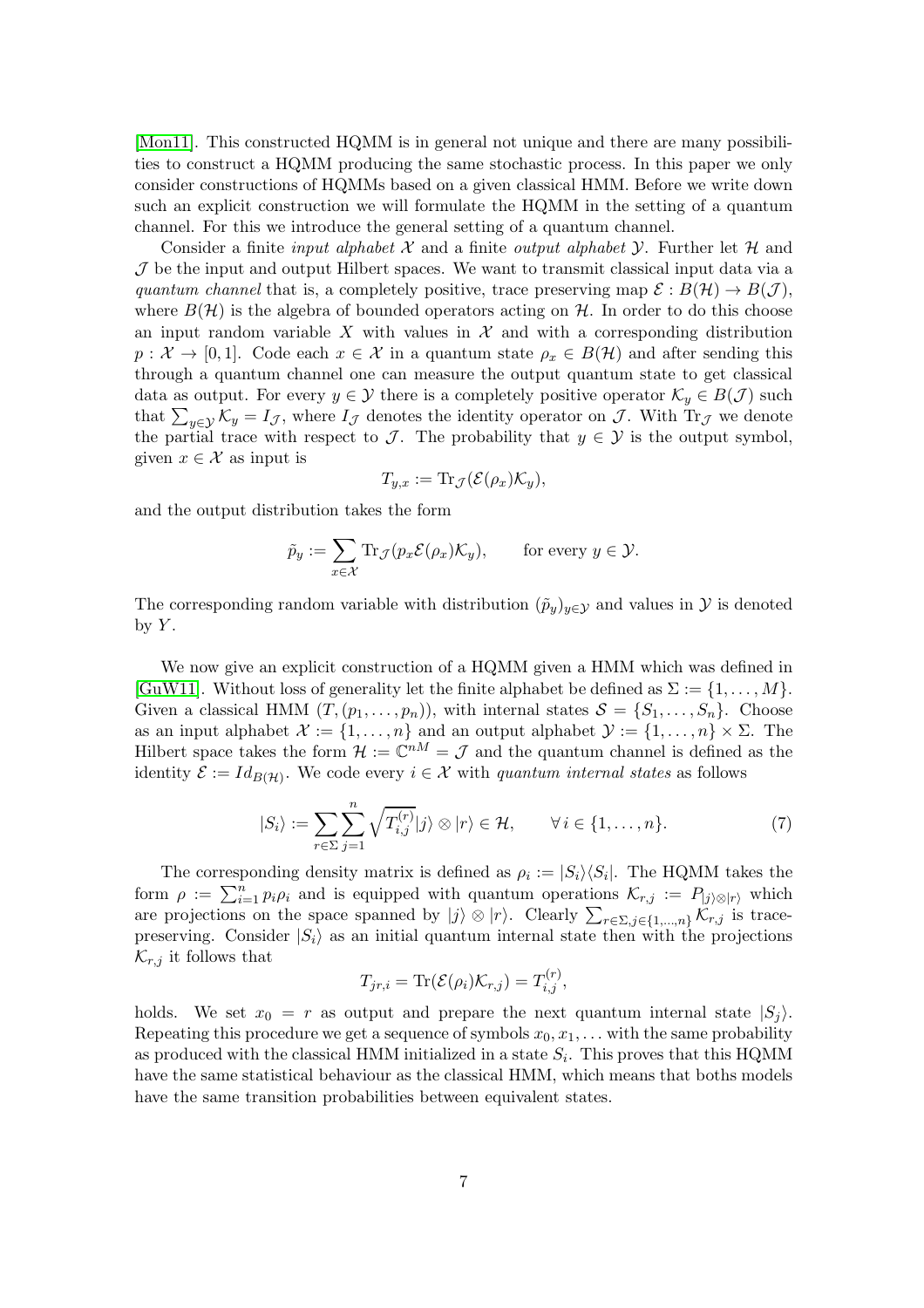[Mon11]. This constructed HQMM is in general not unique and there are many possibilities to construct a HQMM producing the same stochastic process. In this paper we only consider constructions of HQMMs based on a given classical HMM. Before we write down such an explicit construction we will formulate the HQMM in the setting of a quantum channel. For this we introduce the general setting of a quantum channel.

Consider a finite *input alphabet* $\mathcal{X}$ and a finite *output alphabet* $\mathcal{Y}$. Further let $\mathcal{H}$ and $\mathcal{J}$ be the input and output Hilbert spaces. We want to transmit classical input data via a *quantum channel* that is, a completely positive, trace preserving map $\mathcal{E} : B(\mathcal{H}) \to B(\mathcal{J})$, where $B(\mathcal{H})$ is the algebra of bounded operators acting on $\mathcal{H}$. In order to do this choose an input random variable $X$ with values in $\mathcal{X}$ and with a corresponding distribution $p : \mathcal{X} \to [0, 1]$. Code each $x \in \mathcal{X}$ in a quantum state $\rho_x \in B(\mathcal{H})$ and after sending this through a quantum channel one can measure the output quantum state to get classical data as output. For every $y \in \mathcal{Y}$ there is a completely positive operator $\mathcal{K}_y \in B(\mathcal{J})$ such that $\sum_{y\in\mathcal{Y}} \mathcal{K}_y = I_{\mathcal{J}}$, where $I_{\mathcal{J}}$ denotes the identity operator on $\mathcal{J}$. With $\mathrm{Tr}_{\mathcal{J}}$ we denote the partial trace with respect to $\mathcal{J}$. The probability that $y \in \mathcal{Y}$ is the output symbol, given $x \in \mathcal{X}$ as input is

$$T_{y,x} := \mathrm{Tr}_{\mathcal{J}}(\mathcal{E}(\rho_x)\mathcal{K}_y),$$

and the output distribution takes the form

$$\tilde{p}_y := \sum_{x\in\mathcal{X}} \mathrm{Tr}_{\mathcal{J}}(p_x \mathcal{E}(\rho_x)\mathcal{K}_y), \qquad \text{for every } y \in \mathcal{Y}.$$

The corresponding random variable with distribution $(\tilde{p}_y)_{y\in\mathcal{Y}}$ and values in $\mathcal{Y}$ is denoted by $Y$.

We now give an explicit construction of a HQMM given a HMM which was defined in [GuW11]. Without loss of generality let the finite alphabet be defined as $\Sigma := \{1, \ldots, M\}$. Given a classical HMM $(T, (p_1, \ldots, p_n))$, with internal states $\mathcal{S} = \{S_1, \ldots, S_n\}$. Choose as an input alphabet $\mathcal{X} := \{1, \ldots, n\}$ and an output alphabet $\mathcal{Y} := \{1, \ldots, n\} \times \Sigma$. The Hilbert space takes the form $\mathcal{H} := \mathbb{C}^{nM} = \mathcal{J}$ and the quantum channel is defined as the identity $\mathcal{E} := Id_{B(\mathcal{H})}$. We code every $i \in \mathcal{X}$ with *quantum internal states* as follows

$$|S_i\rangle := \sum_{r\in\Sigma} \sum_{j=1}^{n} \sqrt{T_{i,j}^{(r)}} |j\rangle \otimes |r\rangle \in \mathcal{H}, \qquad \forall\, i \in \{1, \ldots, n\}. \tag{7}$$

The corresponding density matrix is defined as $\rho_i := |S_i\rangle\langle S_i|$. The HQMM takes the form $\rho := \sum_{i=1}^{n} p_i \rho_i$ and is equipped with quantum operations $\mathcal{K}_{r,j} := P_{|j\rangle\otimes|r\rangle}$ which are projections on the space spanned by $|j\rangle \otimes |r\rangle$. Clearly $\sum_{r\in\Sigma, j\in\{1,\ldots,n\}} \mathcal{K}_{r,j}$ is trace-preserving. Consider $|S_i\rangle$ as an initial quantum internal state then with the projections $\mathcal{K}_{r,j}$ it follows that

$$T_{jr,i} = \mathrm{Tr}(\mathcal{E}(\rho_i)\mathcal{K}_{r,j}) = T_{i,j}^{(r)},$$

holds. We set $x_0 = r$ as output and prepare the next quantum internal state $|S_j\rangle$. Repeating this procedure we get a sequence of symbols $x_0, x_1, \ldots$ with the same probability as produced with the classical HMM initialized in a state $S_i$. This proves that this HQMM have the same statistical behaviour as the classical HMM, which means that boths models have the same transition probabilities between equivalent states.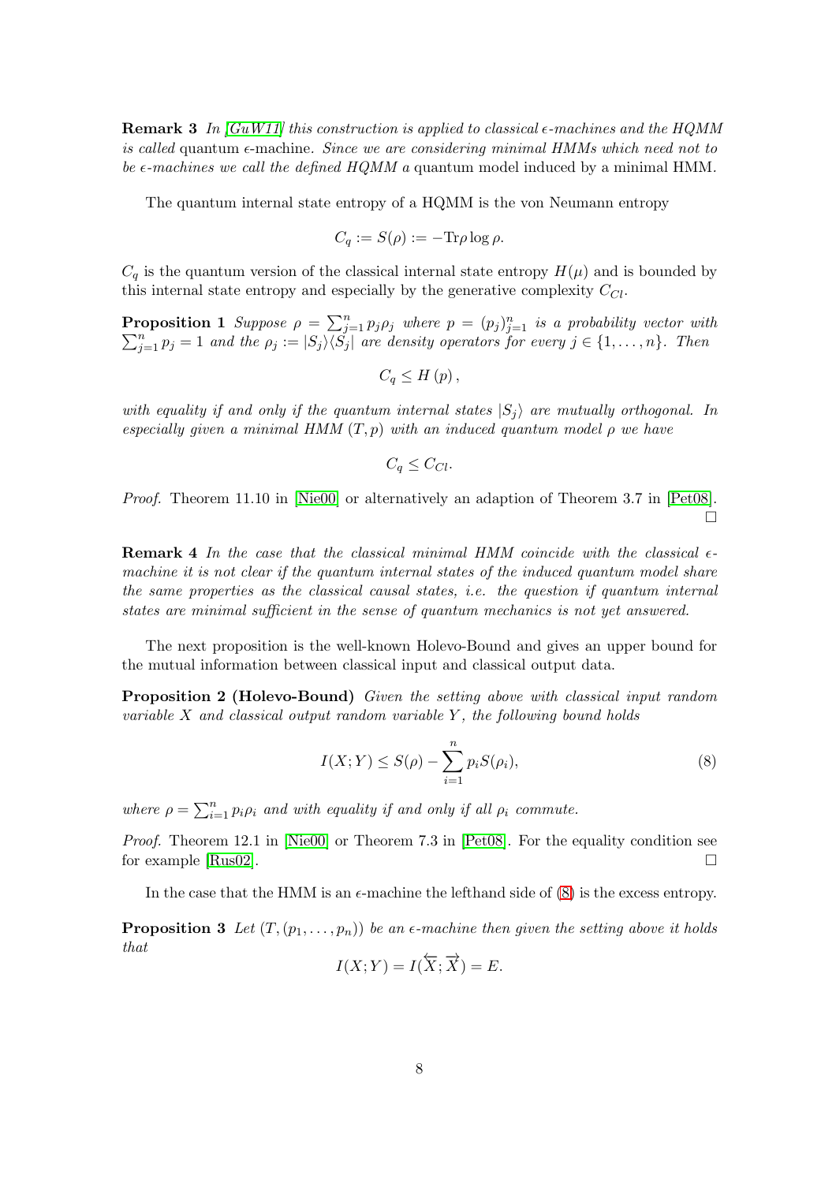**Remark 3** *In [GuW11] this construction is applied to classical $\epsilon$-machines and the HQMM is called* quantum $\epsilon$-machine*. Since we are considering minimal HMMs which need not to be $\epsilon$-machines we call the defined HQMM a* quantum model induced by a minimal HMM*.*

The quantum internal state entropy of a HQMM is the von Neumann entropy

$$C_q := S(\rho) := -\mathrm{Tr}\rho \log \rho.$$

$C_q$ is the quantum version of the classical internal state entropy $H(\mu)$ and is bounded by this internal state entropy and especially by the generative complexity $C_{Cl}$.

**Proposition 1** *Suppose $\rho = \sum_{j=1}^{n} p_j \rho_j$ where $p = (p_j)_{j=1}^{n}$ is a probability vector with $\sum_{j=1}^{n} p_j = 1$ and the $\rho_j := |S_j\rangle\langle S_j|$ are density operators for every $j \in \{1, \dots, n\}$. Then*

$$C_q \leq H(p),$$

*with equality if and only if the quantum internal states $|S_j\rangle$ are mutually orthogonal. In especially given a minimal HMM $(T, p)$ with an induced quantum model $\rho$ we have*

$$C_q \leq C_{Cl}.$$

*Proof.* Theorem 11.10 in [Nie00] or alternatively an adaption of Theorem 3.7 in [Pet08]. □

**Remark 4** *In the case that the classical minimal HMM coincide with the classical $\epsilon$-machine it is not clear if the quantum internal states of the induced quantum model share the same properties as the classical causal states, i.e. the question if quantum internal states are minimal sufficient in the sense of quantum mechanics is not yet answered.*

The next proposition is the well-known Holevo-Bound and gives an upper bound for the mutual information between classical input and classical output data.

**Proposition 2 (Holevo-Bound)** *Given the setting above with classical input random variable $X$ and classical output random variable $Y$, the following bound holds*

$$I(X;Y) \leq S(\rho) - \sum_{i=1}^{n} p_i S(\rho_i), \tag{8}$$

*where $\rho = \sum_{i=1}^{n} p_i \rho_i$ and with equality if and only if all $\rho_i$ commute.*

*Proof.* Theorem 12.1 in [Nie00] or Theorem 7.3 in [Pet08]. For the equality condition see for example [Rus02]. □

In the case that the HMM is an $\epsilon$-machine the lefthand side of (8) is the excess entropy.

**Proposition 3** *Let $(T, (p_1, \dots, p_n))$ be an $\epsilon$-machine then given the setting above it holds that*

$$I(X;Y) = I(\overleftarrow{X}; \overrightarrow{X}) = E.$$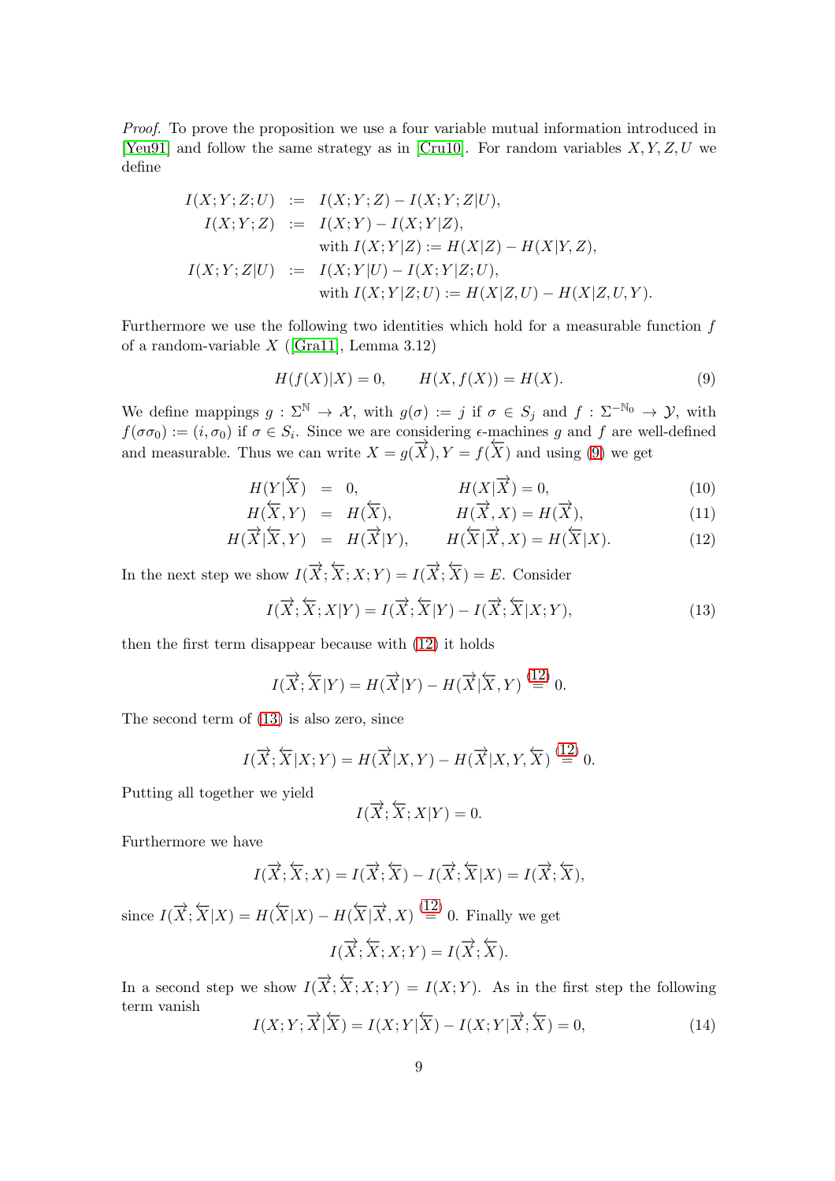*Proof.* To prove the proposition we use a four variable mutual information introduced in [Yeu91] and follow the same strategy as in [Cru10]. For random variables $X, Y, Z, U$ we define

$$
\begin{aligned}
I(X;Y;Z;U) &:= I(X;Y;Z) - I(X;Y;Z|U),\\
I(X;Y;Z) &:= I(X;Y) - I(X;Y|Z),\\
&\quad\ \text{with } I(X;Y|Z) := H(X|Z) - H(X|Y,Z),\\
I(X;Y;Z|U) &:= I(X;Y|U) - I(X;Y|Z;U),\\
&\quad\ \text{with } I(X;Y|Z;U) := H(X|Z,U) - H(X|Z,U,Y).
\end{aligned}
$$

Furthermore we use the following two identities which hold for a measurable function $f$ of a random-variable $X$ ([Gra11], Lemma 3.12)

$$
H(f(X)|X) = 0, \qquad H(X, f(X)) = H(X). \tag{9}
$$

We define mappings $g : \Sigma^{\mathbb{N}} \to \mathcal{X}$, with $g(\sigma) := j$ if $\sigma \in S_j$ and $f : \Sigma^{-\mathbb{N}_0} \to \mathcal{Y}$, with $f(\sigma\sigma_0) := (i, \sigma_0)$ if $\sigma \in S_i$. Since we are considering $\epsilon$-machines $g$ and $f$ are well-defined and measurable. Thus we can write $X = g(\overrightarrow{X}), Y = f(\overleftarrow{X})$ and using (9) we get

$$
\begin{aligned}
H(Y|\overleftarrow{X}) &= 0, & H(X|\overrightarrow{X}) &= 0, \qquad (10)\\
H(\overleftarrow{X}, Y) &= H(\overleftarrow{X}), & H(\overrightarrow{X}, X) &= H(\overrightarrow{X}), \qquad (11)\\
H(\overrightarrow{X}|\overleftarrow{X}, Y) &= H(\overrightarrow{X}|Y), & H(\overleftarrow{X}|\overrightarrow{X}, X) &= H(\overleftarrow{X}|X). \qquad (12)
\end{aligned}
$$

In the next step we show $I(\overrightarrow{X}; \overleftarrow{X}; X; Y) = I(\overrightarrow{X}; \overleftarrow{X}) = E$. Consider

$$
I(\overrightarrow{X}; \overleftarrow{X}; X|Y) = I(\overrightarrow{X}; \overleftarrow{X}|Y) - I(\overrightarrow{X}; \overleftarrow{X}|X; Y), \tag{13}
$$

then the first term disappear because with (12) it holds

$$
I(\overrightarrow{X}; \overleftarrow{X}|Y) = H(\overrightarrow{X}|Y) - H(\overrightarrow{X}|\overleftarrow{X}, Y) \overset{(12)}{=} 0.
$$

The second term of (13) is also zero, since

$$
I(\overrightarrow{X}; \overleftarrow{X}|X; Y) = H(\overrightarrow{X}|X, Y) - H(\overrightarrow{X}|X, Y, \overleftarrow{X}) \overset{(12)}{=} 0.
$$

Putting all together we yield

$$
I(\overrightarrow{X}; \overleftarrow{X}; X|Y) = 0.
$$

Furthermore we have

$$
I(\overrightarrow{X}; \overleftarrow{X}; X) = I(\overrightarrow{X}; \overleftarrow{X}) - I(\overrightarrow{X}; \overleftarrow{X}|X) = I(\overrightarrow{X}; \overleftarrow{X}),
$$

since $I(\overrightarrow{X}; \overleftarrow{X}|X) = H(\overleftarrow{X}|X) - H(\overleftarrow{X}|\overrightarrow{X}, X) \overset{(12)}{=} 0$. Finally we get

$$
I(\overrightarrow{X}; \overleftarrow{X}; X; Y) = I(\overrightarrow{X}; \overleftarrow{X}).
$$

In a second step we show $I(\overrightarrow{X}; \overleftarrow{X}; X; Y) = I(X; Y)$. As in the first step the following term vanish

$$
I(X; Y; \overrightarrow{X}|\overleftarrow{X}) = I(X; Y|\overleftarrow{X}) - I(X; Y|\overrightarrow{X}; \overleftarrow{X}) = 0, \tag{14}
$$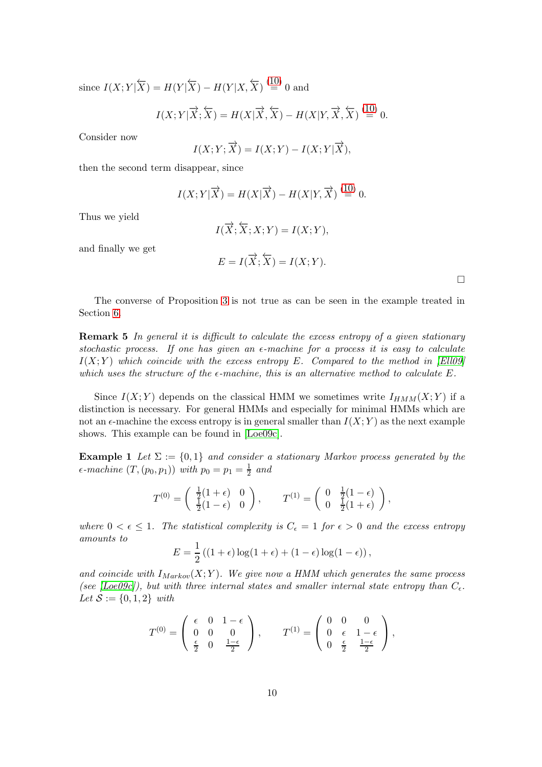since $I(X;Y|\overleftarrow{X}) = H(Y|\overleftarrow{X}) - H(Y|X,\overleftarrow{X}) \overset{(10)}{=} 0$ and

$$I(X;Y|\overrightarrow{X};\overleftarrow{X}) = H(X|\overrightarrow{X},\overleftarrow{X}) - H(X|Y,\overrightarrow{X},\overleftarrow{X}) \overset{(10)}{=} 0.$$

Consider now

$$I(X;Y;\overrightarrow{X}) = I(X;Y) - I(X;Y|\overrightarrow{X}),$$

then the second term disappear, since

$$I(X;Y|\overrightarrow{X}) = H(X|\overrightarrow{X}) - H(X|Y,\overrightarrow{X}) \overset{(10)}{=} 0.$$

Thus we yield

$$I(\overrightarrow{X};\overleftarrow{X};X;Y) = I(X;Y),$$

and finally we get

$$E = I(\overrightarrow{X};\overleftarrow{X}) = I(X;Y).$$

□

The converse of Proposition 3 is not true as can be seen in the example treated in Section 6.

**Remark 5** *In general it is difficult to calculate the excess entropy of a given stationary stochastic process. If one has given an $\epsilon$-machine for a process it is easy to calculate $I(X;Y)$ which coincide with the excess entropy $E$. Compared to the method in [Ell09] which uses the structure of the $\epsilon$-machine, this is an alternative method to calculate $E$.*

Since $I(X;Y)$ depends on the classical HMM we sometimes write $I_{HMM}(X;Y)$ if a distinction is necessary. For general HMMs and especially for minimal HMMs which are not an $\epsilon$-machine the excess entropy is in general smaller than $I(X;Y)$ as the next example shows. This example can be found in [Loe09c].

**Example 1** *Let $\Sigma := \{0,1\}$ and consider a stationary Markov process generated by the $\epsilon$-machine $(T,(p_0,p_1))$ with $p_0 = p_1 = \frac{1}{2}$ and*

$$T^{(0)} = \begin{pmatrix} \frac{1}{2}(1+\epsilon) & 0 \\ \frac{1}{2}(1-\epsilon) & 0 \end{pmatrix}, \qquad T^{(1)} = \begin{pmatrix} 0 & \frac{1}{2}(1-\epsilon) \\ 0 & \frac{1}{2}(1+\epsilon) \end{pmatrix},$$

*where $0 < \epsilon \leq 1$. The statistical complexity is $C_\epsilon = 1$ for $\epsilon > 0$ and the excess entropy amounts to*

$$E = \frac{1}{2}\left((1+\epsilon)\log(1+\epsilon) + (1-\epsilon)\log(1-\epsilon)\right),$$

*and coincide with $I_{Markov}(X;Y)$. We give now a HMM which generates the same process (see [Loe09c]), but with three internal states and smaller internal state entropy than $C_\epsilon$. Let $\mathcal{S} := \{0,1,2\}$ with*

$$T^{(0)} = \begin{pmatrix} \epsilon & 0 & 1-\epsilon \\ 0 & 0 & 0 \\ \frac{\epsilon}{2} & 0 & \frac{1-\epsilon}{2} \end{pmatrix}, \qquad T^{(1)} = \begin{pmatrix} 0 & 0 & 0 \\ 0 & \epsilon & 1-\epsilon \\ 0 & \frac{\epsilon}{2} & \frac{1-\epsilon}{2} \end{pmatrix},$$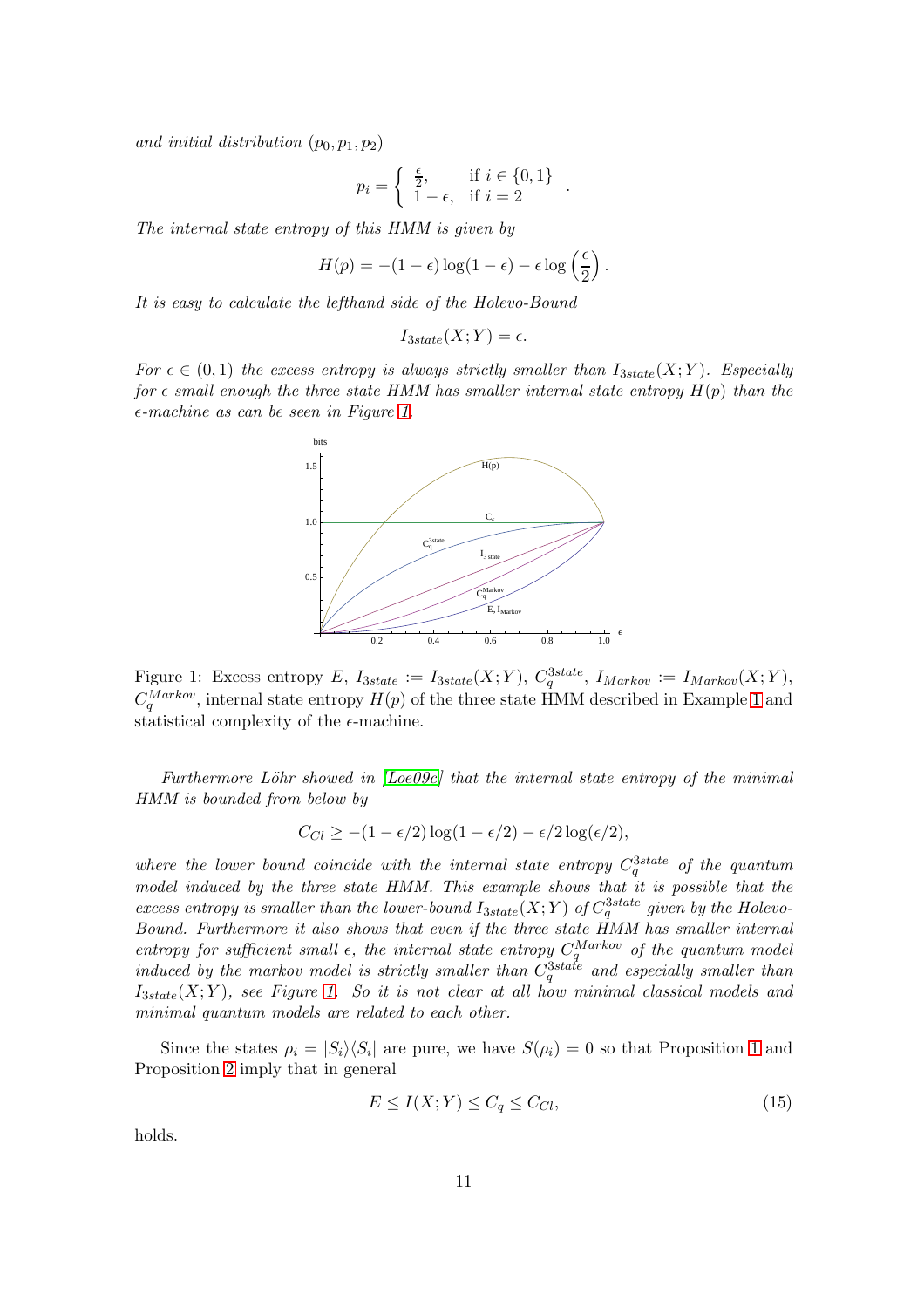*and initial distribution* $(p_0, p_1, p_2)$

$$p_i = \begin{cases} \frac{\epsilon}{2}, & \text{if } i \in \{0,1\} \\ 1-\epsilon, & \text{if } i = 2 \end{cases}.$$

*The internal state entropy of this HMM is given by*

$$H(p) = -(1-\epsilon)\log(1-\epsilon) - \epsilon \log\left(\frac{\epsilon}{2}\right).$$

*It is easy to calculate the lefthand side of the Holevo-Bound*

$$I_{3state}(X;Y) = \epsilon.$$

*For* $\epsilon \in (0,1)$ *the excess entropy is always strictly smaller than* $I_{3state}(X;Y)$*. Especially for* $\epsilon$ *small enough the three state HMM has smaller internal state entropy* $H(p)$ *than the* $\epsilon$*-machine as can be seen in Figure 1.*

Figure 1: Excess entropy $E$, $I_{3state} := I_{3state}(X;Y)$, $C_q^{3state}$, $I_{Markov} := I_{Markov}(X;Y)$, $C_q^{Markov}$, internal state entropy $H(p)$ of the three state HMM described in Example 1 and statistical complexity of the $\epsilon$-machine.

*Furthermore Löhr showed in [Loe09c] that the internal state entropy of the minimal HMM is bounded from below by*

$$C_{Cl} \geq -(1-\epsilon/2)\log(1-\epsilon/2) - \epsilon/2\log(\epsilon/2),$$

*where the lower bound coincide with the internal state entropy* $C_q^{3state}$ *of the quantum model induced by the three state HMM. This example shows that it is possible that the excess entropy is smaller than the lower-bound* $I_{3state}(X;Y)$ *of* $C_q^{3state}$ *given by the Holevo-Bound. Furthermore it also shows that even if the three state HMM has smaller internal entropy for sufficient small* $\epsilon$*, the internal state entropy* $C_q^{Markov}$ *of the quantum model induced by the markov model is strictly smaller than* $C_q^{3state}$ *and especially smaller than* $I_{3state}(X;Y)$*, see Figure 1. So it is not clear at all how minimal classical models and minimal quantum models are related to each other.*

Since the states $\rho_i = |S_i\rangle\langle S_i|$ are pure, we have $S(\rho_i) = 0$ so that Proposition 1 and Proposition 2 imply that in general

$$E \leq I(X;Y) \leq C_q \leq C_{Cl}, \tag{15}$$

holds.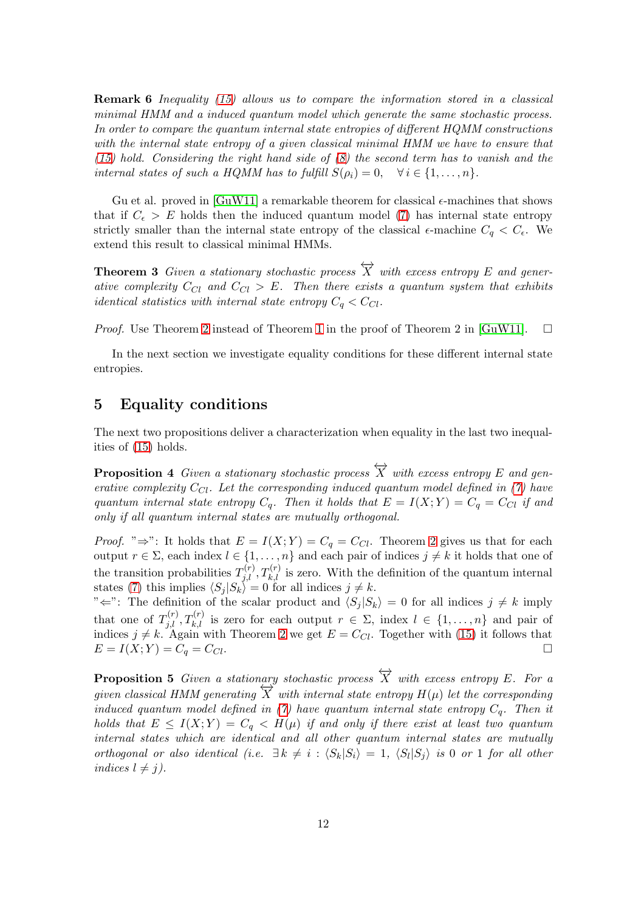**Remark 6** *Inequality (15) allows us to compare the information stored in a classical minimal HMM and a induced quantum model which generate the same stochastic process. In order to compare the quantum internal state entropies of different HQMM constructions with the internal state entropy of a given classical minimal HMM we have to ensure that (15) hold. Considering the right hand side of (8) the second term has to vanish and the internal states of such a HQMM has to fulfill $S(\rho_i) = 0, \quad \forall\, i \in \{1, \ldots, n\}$.*

Gu et al. proved in [GuW11] a remarkable theorem for classical $\epsilon$-machines that shows that if $C_\epsilon > E$ holds then the induced quantum model (7) has internal state entropy strictly smaller than the internal state entropy of the classical $\epsilon$-machine $C_q < C_\epsilon$. We extend this result to classical minimal HMMs.

**Theorem 3** *Given a stationary stochastic process $\overleftrightarrow{X}$ with excess entropy $E$ and generative complexity $C_{Cl}$ and $C_{Cl} > E$. Then there exists a quantum system that exhibits identical statistics with internal state entropy $C_q < C_{Cl}$.*

*Proof.* Use Theorem 2 instead of Theorem 1 in the proof of Theorem 2 in [GuW11]. □

In the next section we investigate equality conditions for these different internal state entropies.

## 5 Equality conditions

The next two propositions deliver a characterization when equality in the last two inequalities of (15) holds.

**Proposition 4** *Given a stationary stochastic process $\overleftrightarrow{X}$ with excess entropy $E$ and generative complexity $C_{Cl}$. Let the corresponding induced quantum model defined in (7) have quantum internal state entropy $C_q$. Then it holds that $E = I(X;Y) = C_q = C_{Cl}$ if and only if all quantum internal states are mutually orthogonal.*

*Proof.* "⇒": It holds that $E = I(X;Y) = C_q = C_{Cl}$. Theorem 2 gives us that for each output $r \in \Sigma$, each index $l \in \{1, \ldots, n\}$ and each pair of indices $j \neq k$ it holds that one of the transition probabilities $T^{(r)}_{j,l}, T^{(r)}_{k,l}$ is zero. With the definition of the quantum internal states (7) this implies $\langle S_j | S_k \rangle = 0$ for all indices $j \neq k$.
"⇐": The definition of the scalar product and $\langle S_j | S_k \rangle = 0$ for all indices $j \neq k$ imply that one of $T^{(r)}_{j,l}, T^{(r)}_{k,l}$ is zero for each output $r \in \Sigma$, index $l \in \{1, \ldots, n\}$ and pair of indices $j \neq k$. Again with Theorem 2 we get $E = C_{Cl}$. Together with (15) it follows that $E = I(X;Y) = C_q = C_{Cl}$. □

**Proposition 5** *Given a stationary stochastic process $\overleftrightarrow{X}$ with excess entropy $E$. For a given classical HMM generating $\overleftrightarrow{X}$ with internal state entropy $H(\mu)$ let the corresponding induced quantum model defined in (7) have quantum internal state entropy $C_q$. Then it holds that $E \leq I(X;Y) = C_q < H(\mu)$ if and only if there exist at least two quantum internal states which are identical and all other quantum internal states are mutually orthogonal or also identical (i.e. $\exists\, k \neq i : \langle S_k | S_i \rangle = 1$, $\langle S_l | S_j \rangle$ is 0 or 1 for all other indices $l \neq j$).*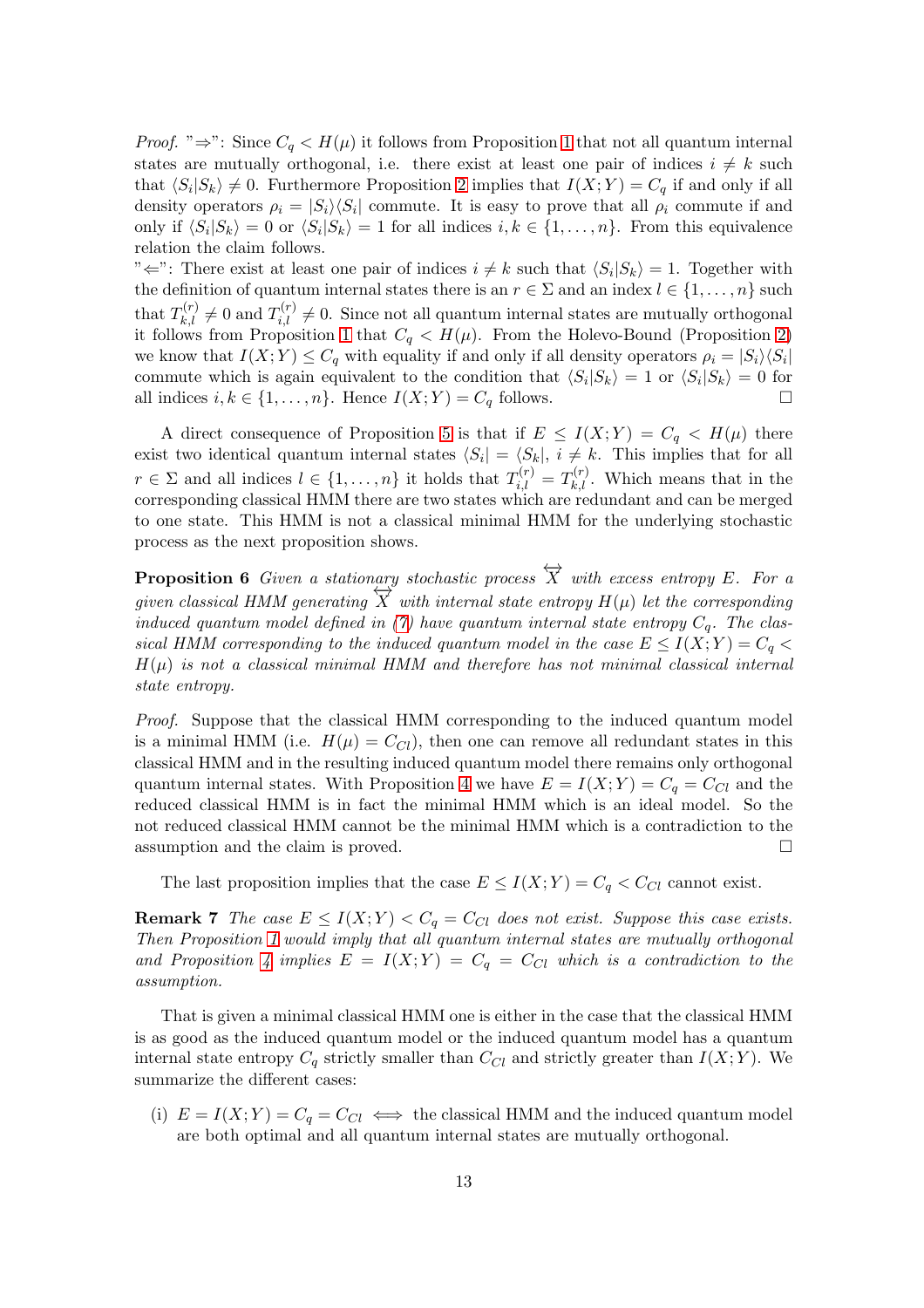*Proof.* "⇒": Since $C_q < H(\mu)$ it follows from Proposition 1 that not all quantum internal states are mutually orthogonal, i.e. there exist at least one pair of indices $i \neq k$ such that $\langle S_i|S_k\rangle \neq 0$. Furthermore Proposition 2 implies that $I(X;Y) = C_q$ if and only if all density operators $\rho_i = |S_i\rangle\langle S_i|$ commute. It is easy to prove that all $\rho_i$ commute if and only if $\langle S_i|S_k\rangle = 0$ or $\langle S_i|S_k\rangle = 1$ for all indices $i,k \in \{1,\ldots,n\}$. From this equivalence relation the claim follows.

"⇐": There exist at least one pair of indices $i \neq k$ such that $\langle S_i|S_k\rangle = 1$. Together with the definition of quantum internal states there is an $r \in \Sigma$ and an index $l \in \{1,\ldots,n\}$ such that $T^{(r)}_{k,l} \neq 0$ and $T^{(r)}_{i,l} \neq 0$. Since not all quantum internal states are mutually orthogonal it follows from Proposition 1 that $C_q < H(\mu)$. From the Holevo-Bound (Proposition 2) we know that $I(X;Y) \leq C_q$ with equality if and only if all density operators $\rho_i = |S_i\rangle\langle S_i|$ commute which is again equivalent to the condition that $\langle S_i|S_k\rangle = 1$ or $\langle S_i|S_k\rangle = 0$ for all indices $i,k \in \{1,\ldots,n\}$. Hence $I(X;Y) = C_q$ follows. □

A direct consequence of Proposition 5 is that if $E \leq I(X;Y) = C_q < H(\mu)$ there exist two identical quantum internal states $\langle S_i| = \langle S_k|$, $i \neq k$. This implies that for all $r \in \Sigma$ and all indices $l \in \{1,\ldots,n\}$ it holds that $T^{(r)}_{i,l} = T^{(r)}_{k,l}$. Which means that in the corresponding classical HMM there are two states which are redundant and can be merged to one state. This HMM is not a classical minimal HMM for the underlying stochastic process as the next proposition shows.

**Proposition 6** *Given a stationary stochastic process $\overleftrightarrow{X}$ with excess entropy $E$. For a given classical HMM generating $\overleftrightarrow{X}$ with internal state entropy $H(\mu)$ let the corresponding induced quantum model defined in (7) have quantum internal state entropy $C_q$. The classical HMM corresponding to the induced quantum model in the case $E \leq I(X;Y) = C_q < H(\mu)$ is not a classical minimal HMM and therefore has not minimal classical internal state entropy.*

*Proof.* Suppose that the classical HMM corresponding to the induced quantum model is a minimal HMM (i.e. $H(\mu) = C_{Cl}$), then one can remove all redundant states in this classical HMM and in the resulting induced quantum model there remains only orthogonal quantum internal states. With Proposition 4 we have $E = I(X;Y) = C_q = C_{Cl}$ and the reduced classical HMM is in fact the minimal HMM which is an ideal model. So the not reduced classical HMM cannot be the minimal HMM which is a contradiction to the assumption and the claim is proved. □

The last proposition implies that the case $E \leq I(X;Y) = C_q < C_{Cl}$ cannot exist.

**Remark 7** *The case $E \leq I(X;Y) < C_q = C_{Cl}$ does not exist. Suppose this case exists. Then Proposition 1 would imply that all quantum internal states are mutually orthogonal and Proposition 4 implies $E = I(X;Y) = C_q = C_{Cl}$ which is a contradiction to the assumption.*

That is given a minimal classical HMM one is either in the case that the classical HMM is as good as the induced quantum model or the induced quantum model has a quantum internal state entropy $C_q$ strictly smaller than $C_{Cl}$ and strictly greater than $I(X;Y)$. We summarize the different cases:

(i) $E = I(X;Y) = C_q = C_{Cl} \iff$ the classical HMM and the induced quantum model are both optimal and all quantum internal states are mutually orthogonal.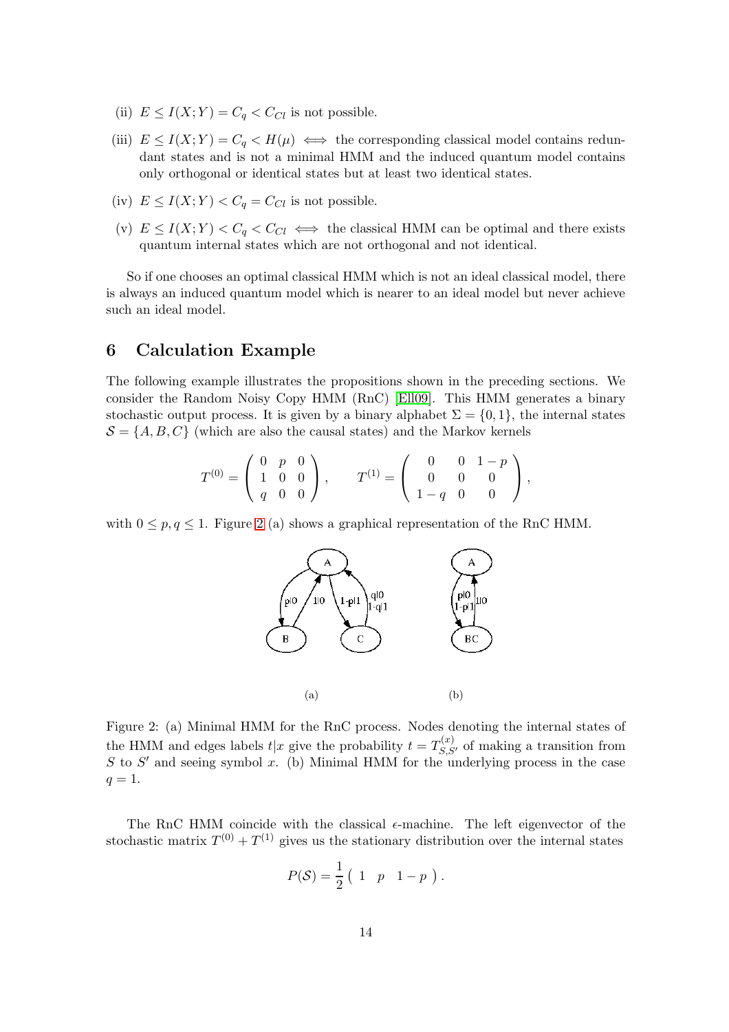(ii) $E \leq I(X;Y) = C_q < C_{Cl}$ is not possible.

(iii) $E \leq I(X;Y) = C_q < H(\mu) \iff$ the corresponding classical model contains redundant states and is not a minimal HMM and the induced quantum model contains only orthogonal or identical states but at least two identical states.

(iv) $E \leq I(X;Y) < C_q = C_{Cl}$ is not possible.

(v) $E \leq I(X;Y) < C_q < C_{Cl} \iff$ the classical HMM can be optimal and there exists quantum internal states which are not orthogonal and not identical.

So if one chooses an optimal classical HMM which is not an ideal classical model, there is always an induced quantum model which is nearer to an ideal model but never achieve such an ideal model.

## 6 Calculation Example

The following example illustrates the propositions shown in the preceding sections. We consider the Random Noisy Copy HMM (RnC) [Ell09]. This HMM generates a binary stochastic output process. It is given by a binary alphabet $\Sigma = \{0, 1\}$, the internal states $\mathcal{S} = \{A, B, C\}$ (which are also the causal states) and the Markov kernels

$$T^{(0)} = \begin{pmatrix} 0 & p & 0 \\ 1 & 0 & 0 \\ q & 0 & 0 \end{pmatrix}, \qquad T^{(1)} = \begin{pmatrix} 0 & 0 & 1-p \\ 0 & 0 & 0 \\ 1-q & 0 & 0 \end{pmatrix},$$

with $0 \leq p, q \leq 1$. Figure 2 (a) shows a graphical representation of the RnC HMM.

(a) (b)

Figure 2: (a) Minimal HMM for the RnC process. Nodes denoting the internal states of the HMM and edges labels $t|x$ give the probability $t = T^{(x)}_{S,S'}$ of making a transition from $S$ to $S'$ and seeing symbol $x$. (b) Minimal HMM for the underlying process in the case $q = 1$.

The RnC HMM coincide with the classical $\epsilon$-machine. The left eigenvector of the stochastic matrix $T^{(0)} + T^{(1)}$ gives us the stationary distribution over the internal states

$$P(\mathcal{S}) = \frac{1}{2} \begin{pmatrix} 1 & p & 1-p \end{pmatrix}.$$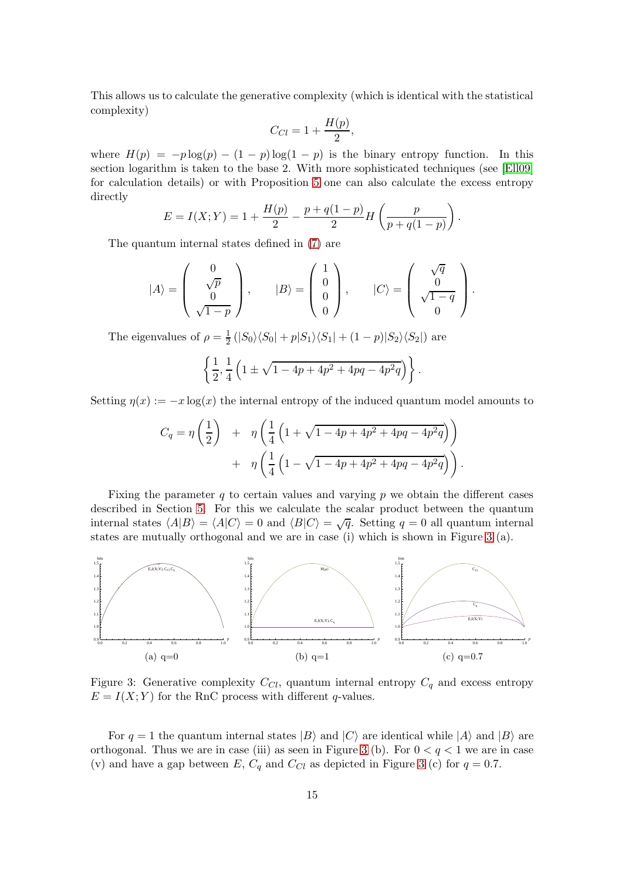This allows us to calculate the generative complexity (which is identical with the statistical complexity)

$$C_{Cl} = 1 + \frac{H(p)}{2},$$

where $H(p) = -p\log(p) - (1-p)\log(1-p)$ is the binary entropy function. In this section logarithm is taken to the base 2. With more sophisticated techniques (see [Ell09] for calculation details) or with Proposition 5 one can also calculate the excess entropy directly

$$E = I(X;Y) = 1 + \frac{H(p)}{2} - \frac{p + q(1-p)}{2} H\left(\frac{p}{p+q(1-p)}\right).$$

The quantum internal states defined in (7) are

$$|A\rangle = \begin{pmatrix} 0 \\ \sqrt{p} \\ 0 \\ \sqrt{1-p} \end{pmatrix}, \qquad |B\rangle = \begin{pmatrix} 1 \\ 0 \\ 0 \\ 0 \end{pmatrix}, \qquad |C\rangle = \begin{pmatrix} \sqrt{q} \\ 0 \\ \sqrt{1-q} \\ 0 \end{pmatrix}.$$

The eigenvalues of $\rho = \frac{1}{2}\left(|S_0\rangle\langle S_0| + p|S_1\rangle\langle S_1| + (1-p)|S_2\rangle\langle S_2|\right)$ are

$$\left\{\frac{1}{2}, \frac{1}{4}\left(1 \pm \sqrt{1-4p+4p^2+4pq-4p^2q}\right)\right\}.$$

Setting $\eta(x) := -x\log(x)$ the internal entropy of the induced quantum model amounts to

$$C_q = \eta\left(\frac{1}{2}\right) \quad + \quad \eta\left(\frac{1}{4}\left(1 + \sqrt{1-4p+4p^2+4pq-4p^2q}\right)\right) \\ \quad + \quad \eta\left(\frac{1}{4}\left(1 - \sqrt{1-4p+4p^2+4pq-4p^2q}\right)\right).$$

Fixing the parameter $q$ to certain values and varying $p$ we obtain the different cases described in Section 5. For this we calculate the scalar product between the quantum internal states $\langle A|B\rangle = \langle A|C\rangle = 0$ and $\langle B|C\rangle = \sqrt{q}$. Setting $q = 0$ all quantum internal states are mutually orthogonal and we are in case (i) which is shown in Figure 3 (a).

(a) q=0

(b) q=1

(c) q=0.7

Figure 3: Generative complexity $C_{Cl}$, quantum internal entropy $C_q$ and excess entropy $E = I(X;Y)$ for the RnC process with different $q$-values.

For $q = 1$ the quantum internal states $|B\rangle$ and $|C\rangle$ are identical while $|A\rangle$ and $|B\rangle$ are orthogonal. Thus we are in case (iii) as seen in Figure 3 (b). For $0 < q < 1$ we are in case (v) and have a gap between $E$, $C_q$ and $C_{Cl}$ as depicted in Figure 3 (c) for $q = 0.7$.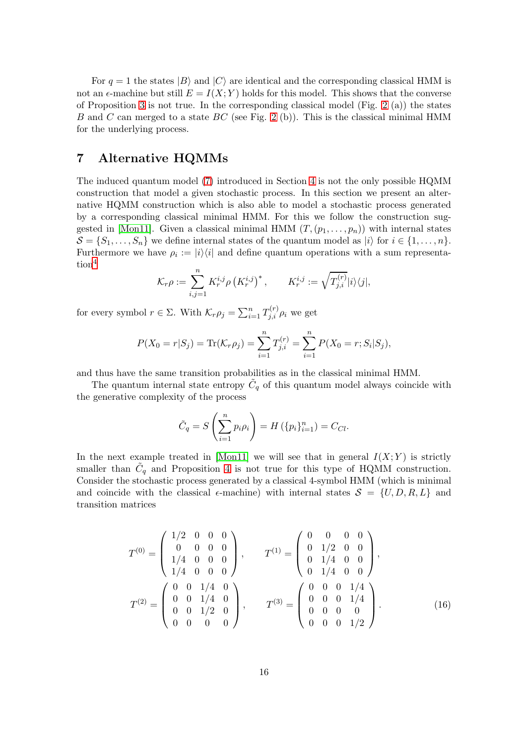For $q = 1$ the states $|B\rangle$ and $|C\rangle$ are identical and the corresponding classical HMM is not an $\epsilon$-machine but still $E = I(X;Y)$ holds for this model. This shows that the converse of Proposition 3 is not true. In the corresponding classical model (Fig. 2 (a)) the states $B$ and $C$ can merged to a state $BC$ (see Fig. 2 (b)). This is the classical minimal HMM for the underlying process.

## 7 Alternative HQMMs

The induced quantum model (7) introduced in Section 4 is not the only possible HQMM construction that model a given stochastic process. In this section we present an alternative HQMM construction which is also able to model a stochastic process generated by a corresponding classical minimal HMM. For this we follow the construction suggested in [Mon11]. Given a classical minimal HMM $(T, (p_1, \ldots, p_n))$ with internal states $\mathcal{S} = \{S_1, \ldots, S_n\}$ we define internal states of the quantum model as $|i\rangle$ for $i \in \{1, \ldots, n\}$. Furthermore we have $\rho_i := |i\rangle\langle i|$ and define quantum operations with a sum representation[4]

$$\mathcal{K}_r \rho := \sum_{i,j=1}^{n} K_r^{i,j} \rho \left(K_r^{i,j}\right)^*, \qquad K_r^{i,j} := \sqrt{T_{j,i}^{(r)}} |i\rangle\langle j|,$$

for every symbol $r \in \Sigma$. With $\mathcal{K}_r \rho_j = \sum_{i=1}^{n} T_{j,i}^{(r)} \rho_i$ we get

$$P(X_0 = r | S_j) = \mathrm{Tr}(\mathcal{K}_r \rho_j) = \sum_{i=1}^{n} T_{j,i}^{(r)} = \sum_{i=1}^{n} P(X_0 = r; S_i | S_j),$$

and thus have the same transition probabilities as in the classical minimal HMM.

The quantum internal state entropy $\tilde{C}_q$ of this quantum model always coincide with the generative complexity of the process

$$\tilde{C}_q = S\left(\sum_{i=1}^{n} p_i \rho_i\right) = H\left(\{p_i\}_{i=1}^{n}\right) = C_{Cl}.$$

In the next example treated in [Mon11] we will see that in general $I(X;Y)$ is strictly smaller than $\tilde{C}_q$ and Proposition 4 is not true for this type of HQMM construction. Consider the stochastic process generated by a classical 4-symbol HMM (which is minimal and coincide with the classical $\epsilon$-machine) with internal states $\mathcal{S} = \{U, D, R, L\}$ and transition matrices

$$T^{(0)} = \begin{pmatrix} 1/2 & 0 & 0 & 0 \\ 0 & 0 & 0 & 0 \\ 1/4 & 0 & 0 & 0 \\ 1/4 & 0 & 0 & 0 \end{pmatrix}, \qquad T^{(1)} = \begin{pmatrix} 0 & 0 & 0 & 0 \\ 0 & 1/2 & 0 & 0 \\ 0 & 1/4 & 0 & 0 \\ 0 & 1/4 & 0 & 0 \end{pmatrix},$$

$$T^{(2)} = \begin{pmatrix} 0 & 0 & 1/4 & 0 \\ 0 & 0 & 1/4 & 0 \\ 0 & 0 & 1/2 & 0 \\ 0 & 0 & 0 & 0 \end{pmatrix}, \qquad T^{(3)} = \begin{pmatrix} 0 & 0 & 0 & 1/4 \\ 0 & 0 & 0 & 1/4 \\ 0 & 0 & 0 & 0 \\ 0 & 0 & 0 & 1/2 \end{pmatrix}. \tag{16}$$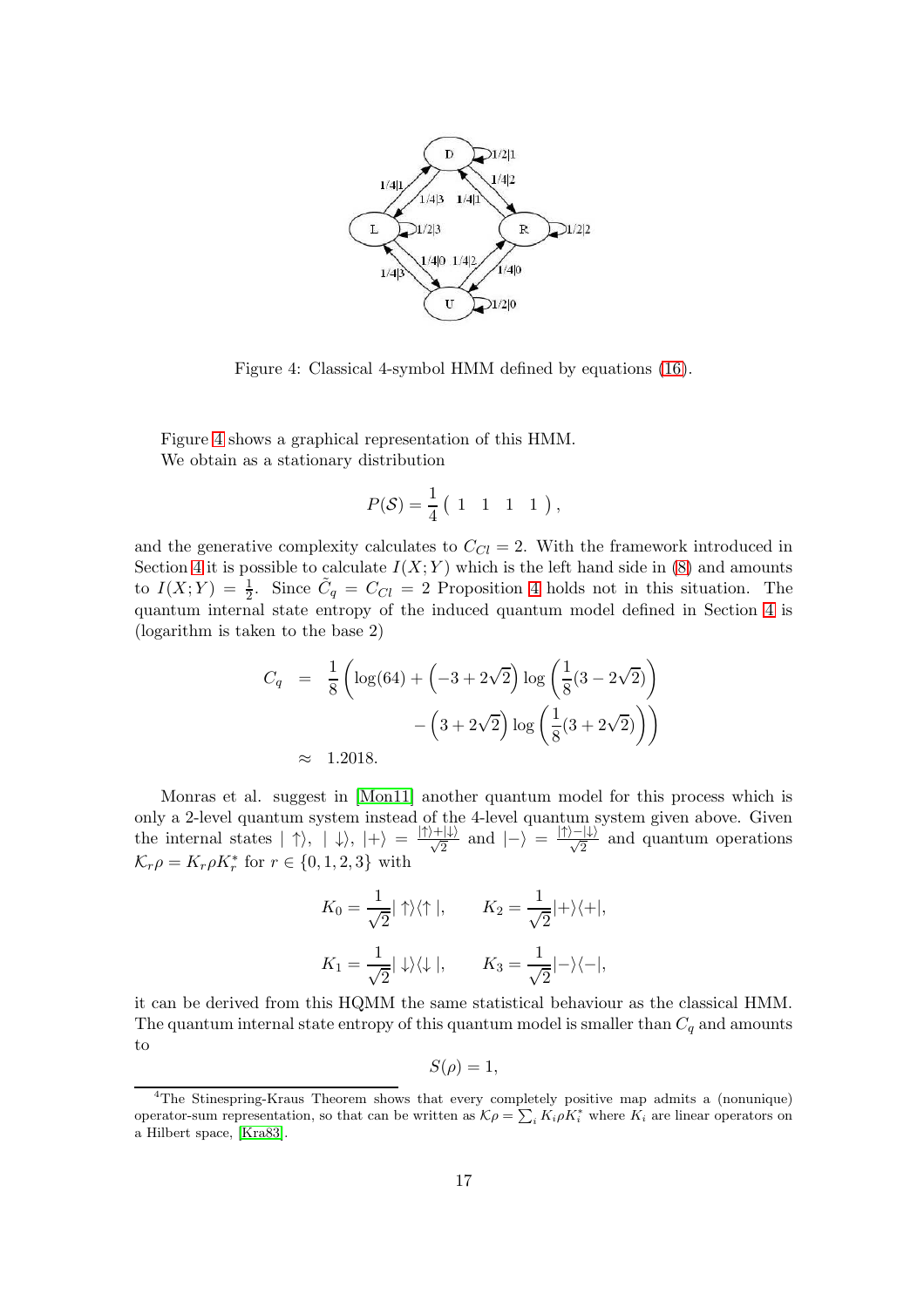Figure 4: Classical 4-symbol HMM defined by equations (16).

Figure 4 shows a graphical representation of this HMM.
We obtain as a stationary distribution

$$P(\mathcal{S}) = \frac{1}{4}\begin{pmatrix} 1 & 1 & 1 & 1 \end{pmatrix},$$

and the generative complexity calculates to $C_{Cl} = 2$. With the framework introduced in Section 4 it is possible to calculate $I(X;Y)$ which is the left hand side in (8) and amounts to $I(X;Y) = \frac{1}{2}$. Since $\tilde{C}_q = C_{Cl} = 2$ Proposition 4 holds not in this situation. The quantum internal state entropy of the induced quantum model defined in Section 4 is (logarithm is taken to the base 2)

$$\begin{aligned} C_q &= \frac{1}{8}\left(\log(64) + \left(-3 + 2\sqrt{2}\right)\log\left(\frac{1}{8}(3 - 2\sqrt{2})\right)\right. \\ &\qquad \left. - \left(3 + 2\sqrt{2}\right)\log\left(\frac{1}{8}(3 + 2\sqrt{2})\right)\right) \\ &\approx 1.2018. \end{aligned}$$

Monras et al. suggest in [Mon11] another quantum model for this process which is only a 2-level quantum system instead of the 4-level quantum system given above. Given the internal states $|\uparrow\rangle$, $|\downarrow\rangle$, $|+\rangle = \frac{|\uparrow\rangle + |\downarrow\rangle}{\sqrt{2}}$ and $|-\rangle = \frac{|\uparrow\rangle - |\downarrow\rangle}{\sqrt{2}}$ and quantum operations $\mathcal{K}_r\rho = K_r \rho K_r^*$ for $r \in \{0,1,2,3\}$ with

$$K_0 = \frac{1}{\sqrt{2}}|\uparrow\rangle\langle\uparrow|, \qquad K_2 = \frac{1}{\sqrt{2}}|+\rangle\langle+|,$$

$$K_1 = \frac{1}{\sqrt{2}}|\downarrow\rangle\langle\downarrow|, \qquad K_3 = \frac{1}{\sqrt{2}}|-\rangle\langle-|,$$

it can be derived from this HQMM the same statistical behaviour as the classical HMM. The quantum internal state entropy of this quantum model is smaller than $C_q$ and amounts to

$$S(\rho) = 1,$$

[4] The Stinespring-Kraus Theorem shows that every completely positive map admits a (nonunique) operator-sum representation, so that can be written as $\mathcal{K}\rho = \sum_i K_i \rho K_i^*$ where $K_i$ are linear operators on a Hilbert space, [Kra83].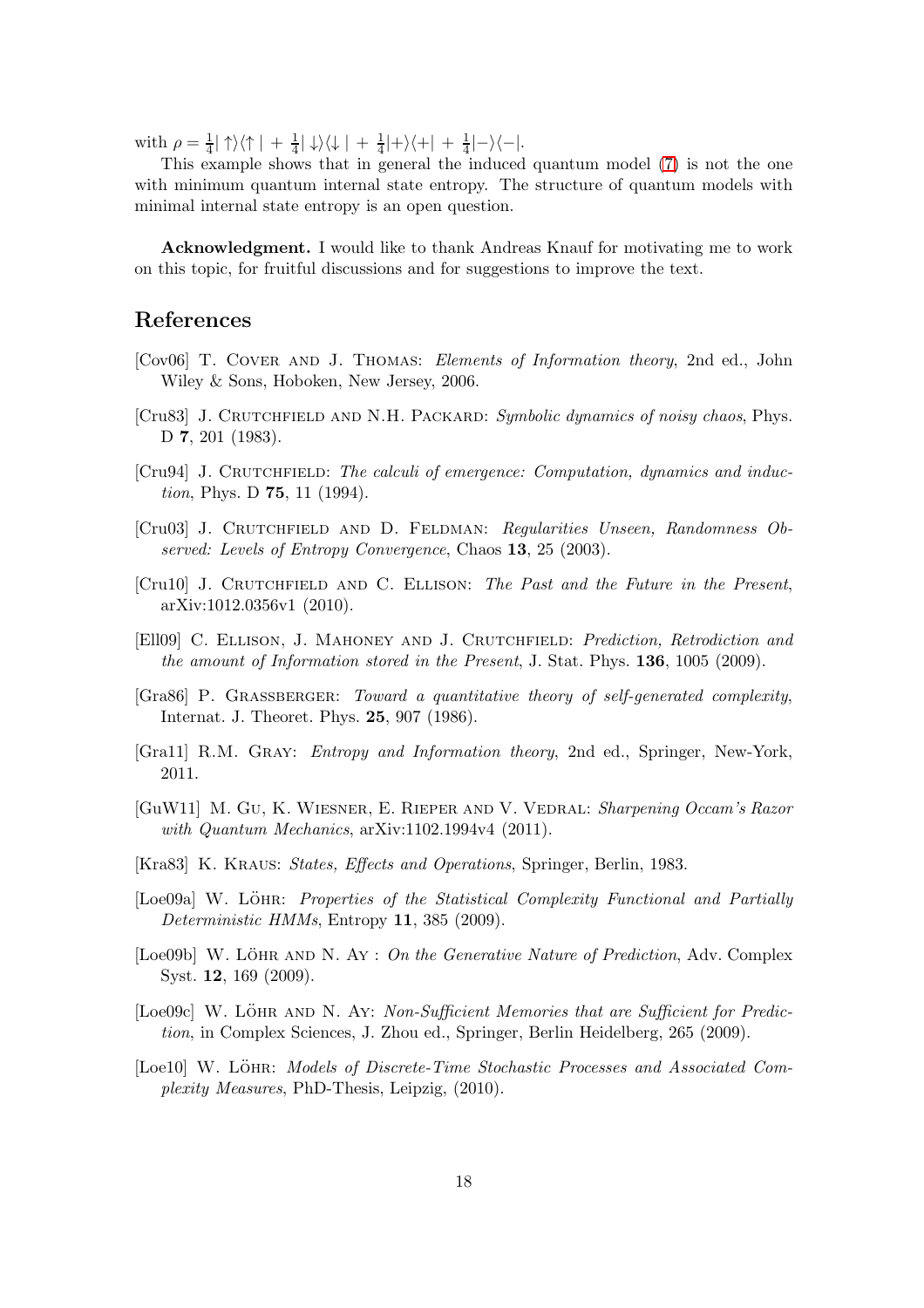with $\rho = \frac{1}{4}|\uparrow\rangle\langle\uparrow| + \frac{1}{4}|\downarrow\rangle\langle\downarrow| + \frac{1}{4}|+\rangle\langle+| + \frac{1}{4}|-\rangle\langle-|$.

This example shows that in general the induced quantum model (7) is not the one with minimum quantum internal state entropy. The structure of quantum models with minimal internal state entropy is an open question.

**Acknowledgment.** I would like to thank Andreas Knauf for motivating me to work on this topic, for fruitful discussions and for suggestions to improve the text.

## References

[Cov06] T. Cover and J. Thomas: *Elements of Information theory*, 2nd ed., John Wiley & Sons, Hoboken, New Jersey, 2006.

[Cru83] J. Crutchfield and N.H. Packard: *Symbolic dynamics of noisy chaos*, Phys. D **7**, 201 (1983).

[Cru94] J. Crutchfield: *The calculi of emergence: Computation, dynamics and induction*, Phys. D **75**, 11 (1994).

[Cru03] J. Crutchfield and D. Feldman: *Regularities Unseen, Randomness Observed: Levels of Entropy Convergence*, Chaos **13**, 25 (2003).

[Cru10] J. Crutchfield and C. Ellison: *The Past and the Future in the Present*, arXiv:1012.0356v1 (2010).

[Ell09] C. Ellison, J. Mahoney and J. Crutchfield: *Prediction, Retrodiction and the amount of Information stored in the Present*, J. Stat. Phys. **136**, 1005 (2009).

[Gra86] P. Grassberger: *Toward a quantitative theory of self-generated complexity*, Internat. J. Theoret. Phys. **25**, 907 (1986).

[Gra11] R.M. Gray: *Entropy and Information theory*, 2nd ed., Springer, New-York, 2011.

[GuW11] M. Gu, K. Wiesner, E. Rieper and V. Vedral: *Sharpening Occam's Razor with Quantum Mechanics*, arXiv:1102.1994v4 (2011).

[Kra83] K. Kraus: *States, Effects and Operations*, Springer, Berlin, 1983.

[Loe09a] W. Löhr: *Properties of the Statistical Complexity Functional and Partially Deterministic HMMs*, Entropy **11**, 385 (2009).

[Loe09b] W. Löhr and N. Ay : *On the Generative Nature of Prediction*, Adv. Complex Syst. **12**, 169 (2009).

[Loe09c] W. Löhr and N. Ay: *Non-Sufficient Memories that are Sufficient for Prediction*, in Complex Sciences, J. Zhou ed., Springer, Berlin Heidelberg, 265 (2009).

[Loe10] W. Löhr: *Models of Discrete-Time Stochastic Processes and Associated Complexity Measures*, PhD-Thesis, Leipzig, (2010).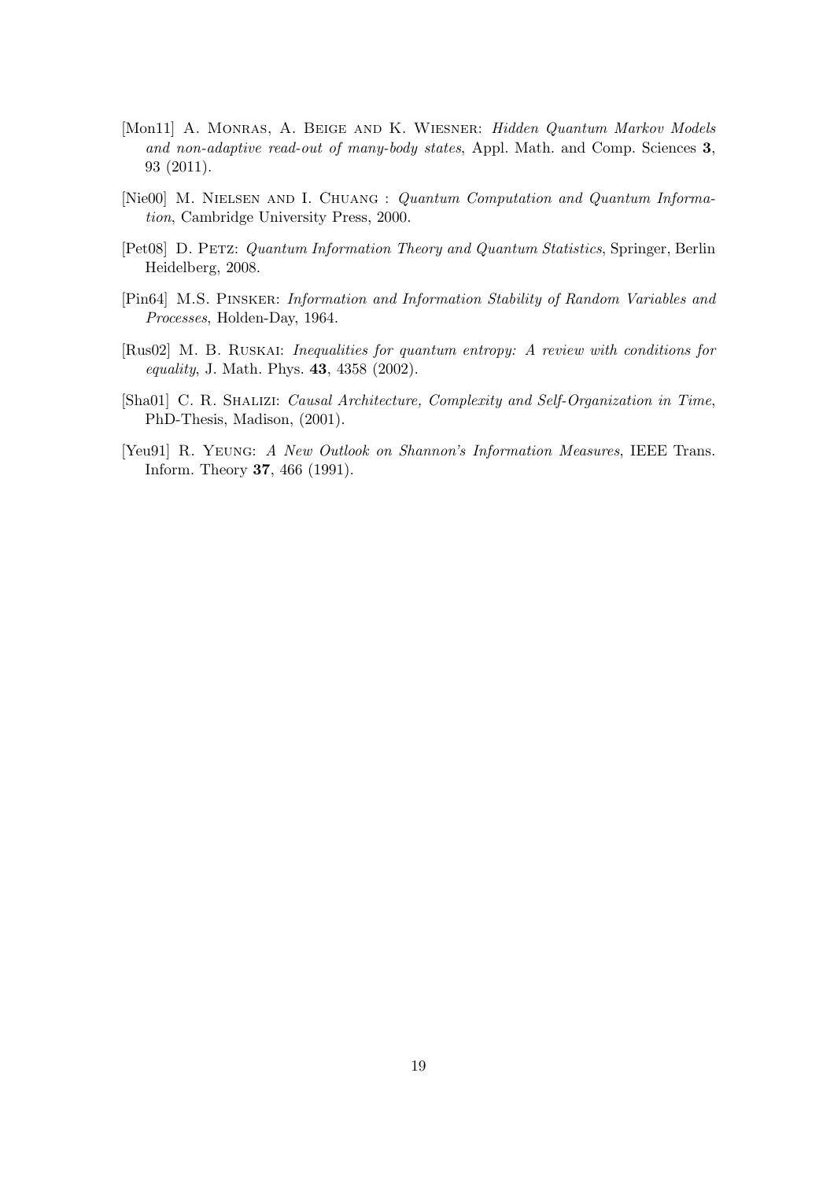[Mon11] A. Monras, A. Beige and K. Wiesner: *Hidden Quantum Markov Models and non-adaptive read-out of many-body states*, Appl. Math. and Comp. Sciences **3**, 93 (2011).

[Nie00] M. Nielsen and I. Chuang : *Quantum Computation and Quantum Information*, Cambridge University Press, 2000.

[Pet08] D. Petz: *Quantum Information Theory and Quantum Statistics*, Springer, Berlin Heidelberg, 2008.

[Pin64] M.S. Pinsker: *Information and Information Stability of Random Variables and Processes*, Holden-Day, 1964.

[Rus02] M. B. Ruskai: *Inequalities for quantum entropy: A review with conditions for equality*, J. Math. Phys. **43**, 4358 (2002).

[Sha01] C. R. Shalizi: *Causal Architecture, Complexity and Self-Organization in Time*, PhD-Thesis, Madison, (2001).

[Yeu91] R. Yeung: *A New Outlook on Shannon's Information Measures*, IEEE Trans. Inform. Theory **37**, 466 (1991).